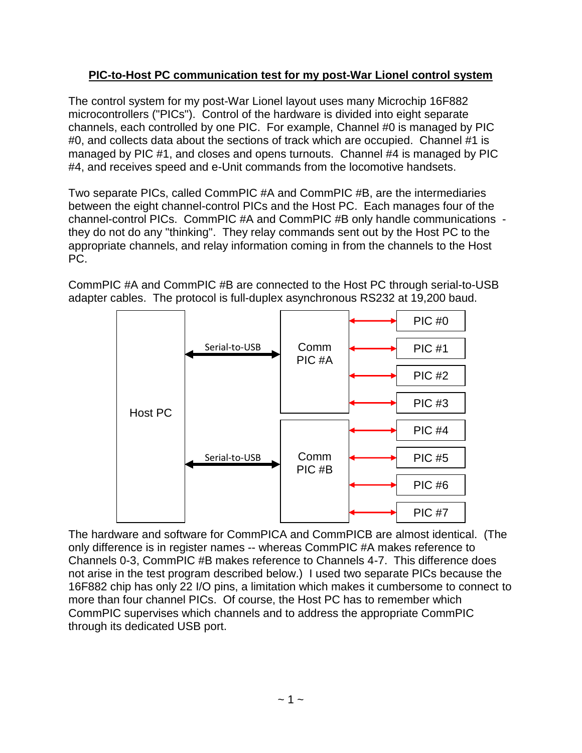# PIC-to-Host PC communication test for my post-War Lionel control system

The control system for my post-War Lionel layout uses many Microchip 16F882 microcontrollers ("PICs"). Control of the hardware is divided into eight separate channels, each controlled by one PIC. For example, Channel #0 is managed by PIC #0, and collects data about the sections of track which are occupied. Channel #1 is managed by PIC #1, and closes and opens turnouts. Channel #4 is managed by PIC #4, and receives speed and e-Unit commands from the locomotive handsets.

Two separate PICs, called CommPIC #A and CommPIC #B, are the intermediaries between the eight channel-control PICs and the Host PC. Each manages four of the channel-control PICs. CommPIC #A and CommPIC #B only handle communications - they do not do any "thinking". They relay commands sent out by the Host PC to the appropriate channels, and relay information coming in from the channels to the Host PC.

CommPIC #A and CommPIC #B are connected to the Host PC through serial-to-USB adapter cables. The protocol is full-duplex asynchronous RS232 at 19,200 baud.

Host PC
Serial-to-USB
Comm PIC #A
Serial-to-USB
Comm PIC #B
PIC #0
PIC #1
PIC #2
PIC #3
PIC #4
PIC #5
PIC #6
PIC #7

The hardware and software for CommPICA and CommPICB are almost identical. (The only difference is in register names -- whereas CommPIC #A makes reference to Channels 0-3, CommPIC #B makes reference to Channels 4-7. This difference does not arise in the test program described below.) I used two separate PICs because the 16F882 chip has only 22 I/O pins, a limitation which makes it cumbersome to connect to more than four channel PICs. Of course, the Host PC has to remember which CommPIC supervises which channels and to address the appropriate CommPIC through its dedicated USB port.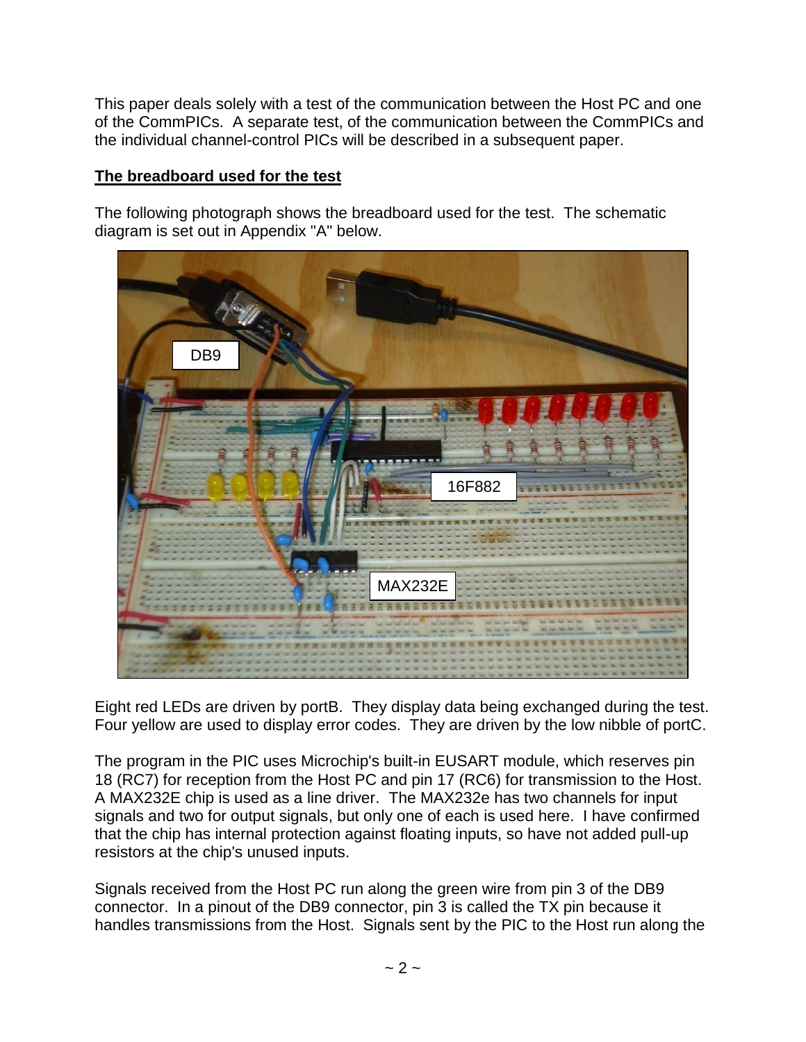This paper deals solely with a test of the communication between the Host PC and one of the CommPICs. A separate test, of the communication between the CommPICs and the individual channel-control PICs will be described in a subsequent paper.

**The breadboard used for the test**

The following photograph shows the breadboard used for the test. The schematic diagram is set out in Appendix "A" below.

Eight red LEDs are driven by portB. They display data being exchanged during the test. Four yellow are used to display error codes. They are driven by the low nibble of portC.

The program in the PIC uses Microchip's built-in EUSART module, which reserves pin 18 (RC7) for reception from the Host PC and pin 17 (RC6) for transmission to the Host. A MAX232E chip is used as a line driver. The MAX232e has two channels for input signals and two for output signals, but only one of each is used here. I have confirmed that the chip has internal protection against floating inputs, so have not added pull-up resistors at the chip's unused inputs.

Signals received from the Host PC run along the green wire from pin 3 of the DB9 connector. In a pinout of the DB9 connector, pin 3 is called the TX pin because it handles transmissions from the Host. Signals sent by the PIC to the Host run along the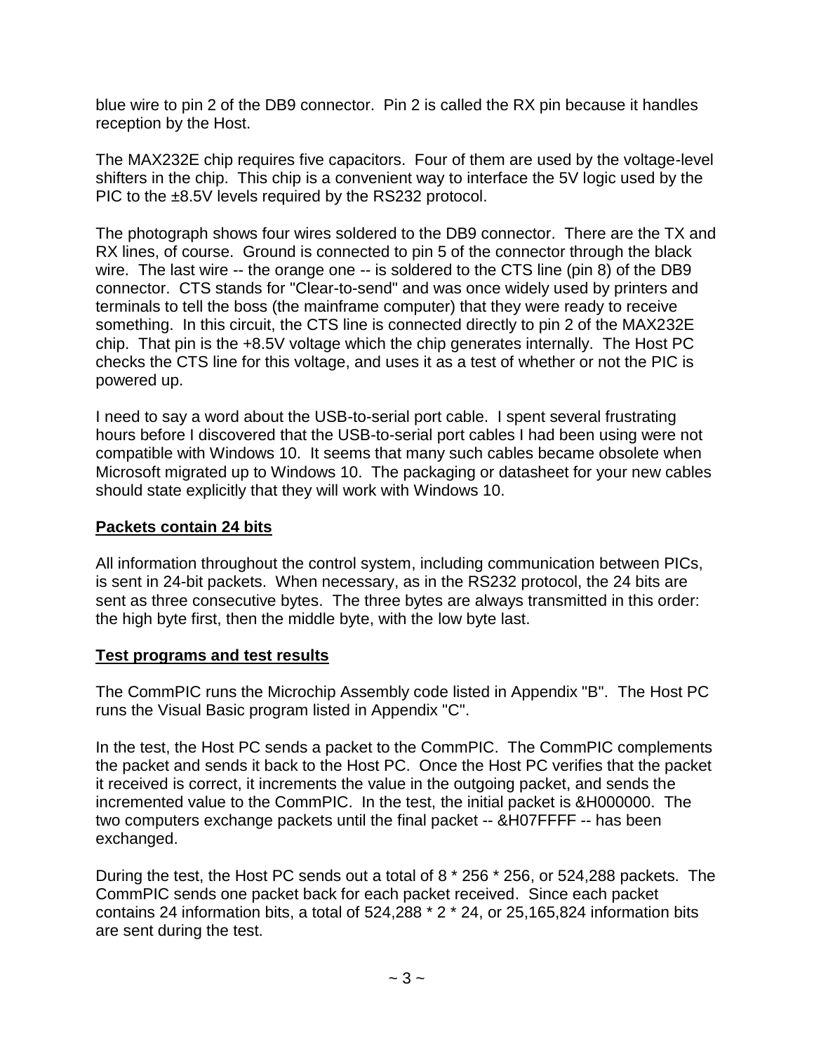blue wire to pin 2 of the DB9 connector. Pin 2 is called the RX pin because it handles reception by the Host.

The MAX232E chip requires five capacitors. Four of them are used by the voltage-level shifters in the chip. This chip is a convenient way to interface the 5V logic used by the PIC to the ±8.5V levels required by the RS232 protocol.

The photograph shows four wires soldered to the DB9 connector. There are the TX and RX lines, of course. Ground is connected to pin 5 of the connector through the black wire. The last wire -- the orange one -- is soldered to the CTS line (pin 8) of the DB9 connector. CTS stands for "Clear-to-send" and was once widely used by printers and terminals to tell the boss (the mainframe computer) that they were ready to receive something. In this circuit, the CTS line is connected directly to pin 2 of the MAX232E chip. That pin is the +8.5V voltage which the chip generates internally. The Host PC checks the CTS line for this voltage, and uses it as a test of whether or not the PIC is powered up.

I need to say a word about the USB-to-serial port cable. I spent several frustrating hours before I discovered that the USB-to-serial port cables I had been using were not compatible with Windows 10. It seems that many such cables became obsolete when Microsoft migrated up to Windows 10. The packaging or datasheet for your new cables should state explicitly that they will work with Windows 10.

## Packets contain 24 bits

All information throughout the control system, including communication between PICs, is sent in 24-bit packets. When necessary, as in the RS232 protocol, the 24 bits are sent as three consecutive bytes. The three bytes are always transmitted in this order: the high byte first, then the middle byte, with the low byte last.

## Test programs and test results

The CommPIC runs the Microchip Assembly code listed in Appendix "B". The Host PC runs the Visual Basic program listed in Appendix "C".

In the test, the Host PC sends a packet to the CommPIC. The CommPIC complements the packet and sends it back to the Host PC. Once the Host PC verifies that the packet it received is correct, it increments the value in the outgoing packet, and sends the incremented value to the CommPIC. In the test, the initial packet is &H000000. The two computers exchange packets until the final packet -- &H07FFFF -- has been exchanged.

During the test, the Host PC sends out a total of 8 * 256 * 256, or 524,288 packets. The CommPIC sends one packet back for each packet received. Since each packet contains 24 information bits, a total of 524,288 * 2 * 24, or 25,165,824 information bits are sent during the test.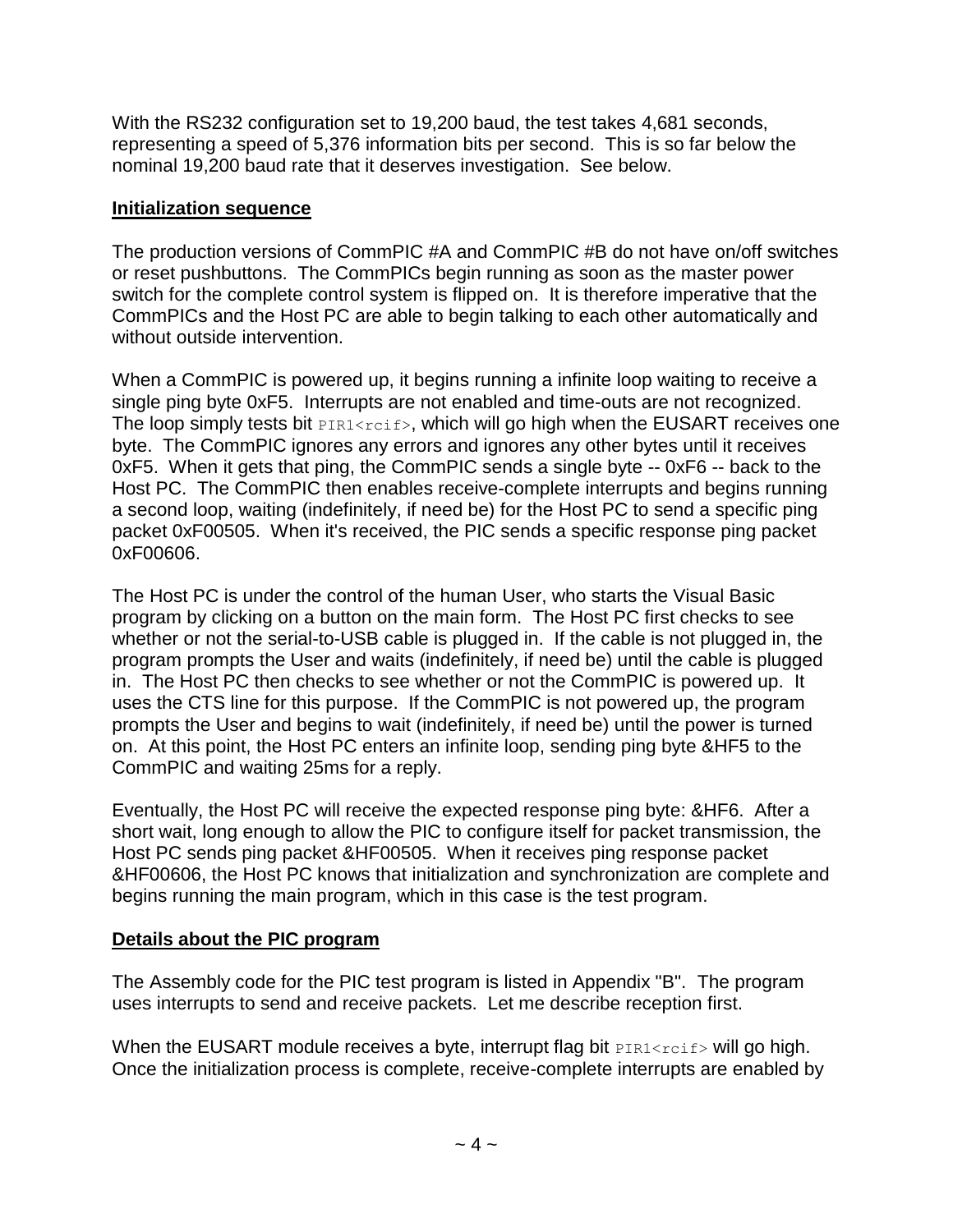With the RS232 configuration set to 19,200 baud, the test takes 4,681 seconds, representing a speed of 5,376 information bits per second. This is so far below the nominal 19,200 baud rate that it deserves investigation. See below.

## **Initialization sequence**

The production versions of CommPIC #A and CommPIC #B do not have on/off switches or reset pushbuttons. The CommPICs begin running as soon as the master power switch for the complete control system is flipped on. It is therefore imperative that the CommPICs and the Host PC are able to begin talking to each other automatically and without outside intervention.

When a CommPIC is powered up, it begins running a infinite loop waiting to receive a single ping byte 0xF5. Interrupts are not enabled and time-outs are not recognized. The loop simply tests bit `PIR1<rcif>`, which will go high when the EUSART receives one byte. The CommPIC ignores any errors and ignores any other bytes until it receives 0xF5. When it gets that ping, the CommPIC sends a single byte -- 0xF6 -- back to the Host PC. The CommPIC then enables receive-complete interrupts and begins running a second loop, waiting (indefinitely, if need be) for the Host PC to send a specific ping packet 0xF00505. When it's received, the PIC sends a specific response ping packet 0xF00606.

The Host PC is under the control of the human User, who starts the Visual Basic program by clicking on a button on the main form. The Host PC first checks to see whether or not the serial-to-USB cable is plugged in. If the cable is not plugged in, the program prompts the User and waits (indefinitely, if need be) until the cable is plugged in. The Host PC then checks to see whether or not the CommPIC is powered up. It uses the CTS line for this purpose. If the CommPIC is not powered up, the program prompts the User and begins to wait (indefinitely, if need be) until the power is turned on. At this point, the Host PC enters an infinite loop, sending ping byte &HF5 to the CommPIC and waiting 25ms for a reply.

Eventually, the Host PC will receive the expected response ping byte: &HF6. After a short wait, long enough to allow the PIC to configure itself for packet transmission, the Host PC sends ping packet &HF00505. When it receives ping response packet &HF00606, the Host PC knows that initialization and synchronization are complete and begins running the main program, which in this case is the test program.

## **Details about the PIC program**

The Assembly code for the PIC test program is listed in Appendix "B". The program uses interrupts to send and receive packets. Let me describe reception first.

When the EUSART module receives a byte, interrupt flag bit `PIR1<rcif>` will go high. Once the initialization process is complete, receive-complete interrupts are enabled by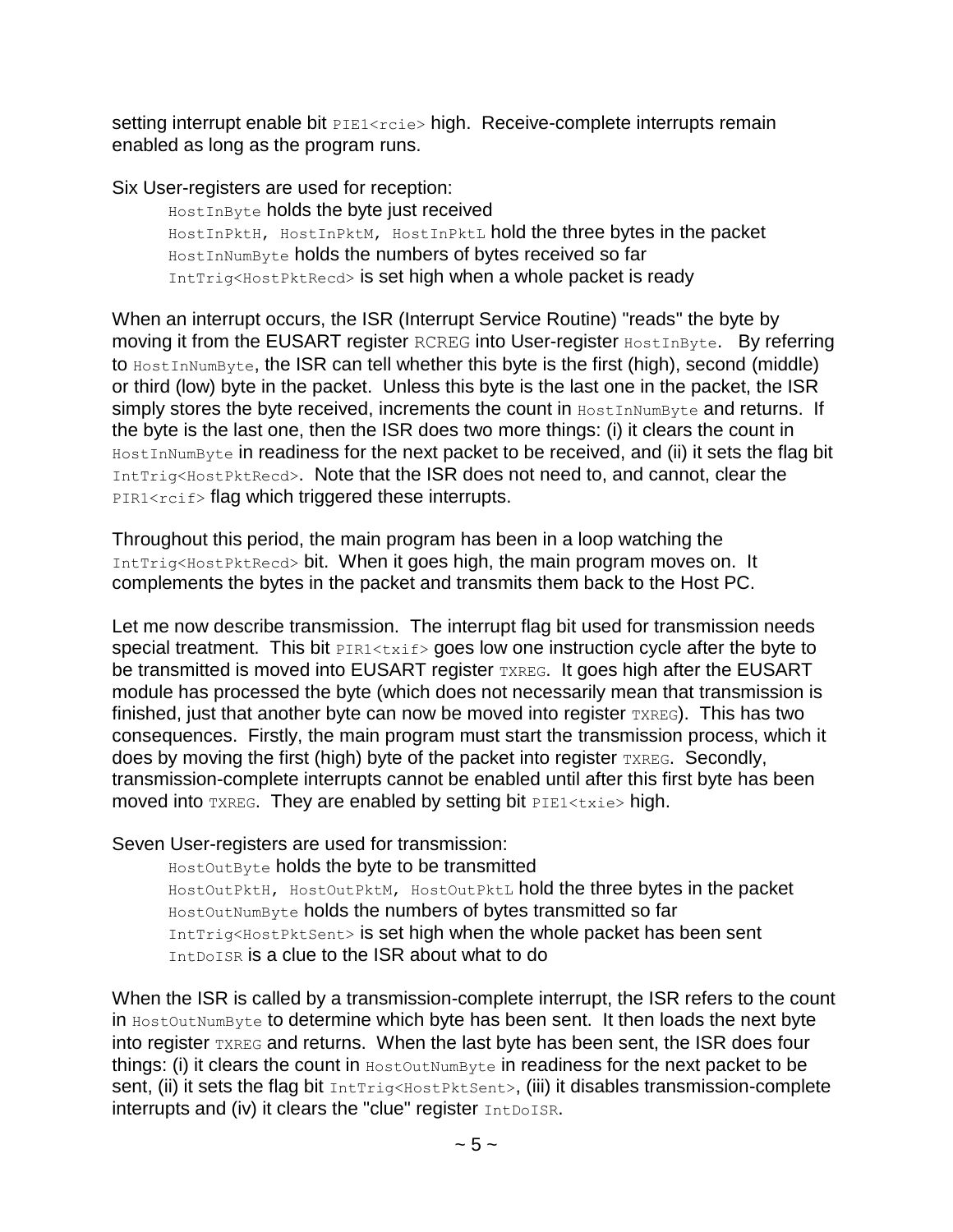setting interrupt enable bit `PIE1<rcie>` high. Receive-complete interrupts remain enabled as long as the program runs.

Six User-registers are used for reception:

- `HostInByte` holds the byte just received
- `HostInPktH, HostInPktM, HostInPktL` hold the three bytes in the packet
- `HostInNumByte` holds the numbers of bytes received so far
- `IntTrig<HostPktRecd>` is set high when a whole packet is ready

When an interrupt occurs, the ISR (Interrupt Service Routine) "reads" the byte by moving it from the EUSART register `RCREG` into User-register `HostInByte`. By referring to `HostInNumByte`, the ISR can tell whether this byte is the first (high), second (middle) or third (low) byte in the packet. Unless this byte is the last one in the packet, the ISR simply stores the byte received, increments the count in `HostInNumByte` and returns. If the byte is the last one, then the ISR does two more things: (i) it clears the count in `HostInNumByte` in readiness for the next packet to be received, and (ii) it sets the flag bit `IntTrig<HostPktRecd>`. Note that the ISR does not need to, and cannot, clear the `PIR1<rcif>` flag which triggered these interrupts.

Throughout this period, the main program has been in a loop watching the `IntTrig<HostPktRecd>` bit. When it goes high, the main program moves on. It complements the bytes in the packet and transmits them back to the Host PC.

Let me now describe transmission. The interrupt flag bit used for transmission needs special treatment. This bit `PIR1<txif>` goes low one instruction cycle after the byte to be transmitted is moved into EUSART register `TXREG`. It goes high after the EUSART module has processed the byte (which does not necessarily mean that transmission is finished, just that another byte can now be moved into register `TXREG`). This has two consequences. Firstly, the main program must start the transmission process, which it does by moving the first (high) byte of the packet into register `TXREG`. Secondly, transmission-complete interrupts cannot be enabled until after this first byte has been moved into `TXREG`. They are enabled by setting bit `PIE1<txie>` high.

Seven User-registers are used for transmission:

- `HostOutByte` holds the byte to be transmitted
- `HostOutPktH, HostOutPktM, HostOutPktL` hold the three bytes in the packet
- `HostOutNumByte` holds the numbers of bytes transmitted so far
- `IntTrig<HostPktSent>` is set high when the whole packet has been sent
- `IntDoISR` is a clue to the ISR about what to do

When the ISR is called by a transmission-complete interrupt, the ISR refers to the count in `HostOutNumByte` to determine which byte has been sent. It then loads the next byte into register `TXREG` and returns. When the last byte has been sent, the ISR does four things: (i) it clears the count in `HostOutNumByte` in readiness for the next packet to be sent, (ii) it sets the flag bit `IntTrig<HostPktSent>`, (iii) it disables transmission-complete interrupts and (iv) it clears the "clue" register `IntDoISR`.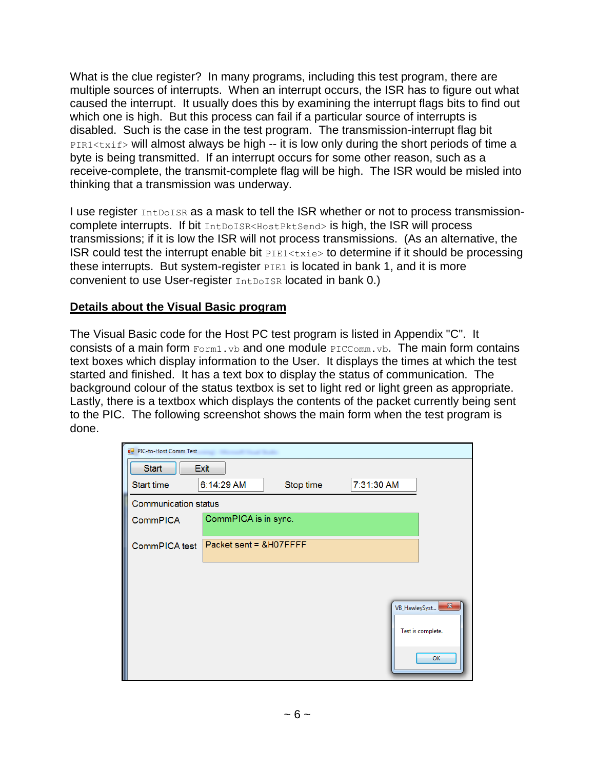What is the clue register? In many programs, including this test program, there are multiple sources of interrupts. When an interrupt occurs, the ISR has to figure out what caused the interrupt. It usually does this by examining the interrupt flags bits to find out which one is high. But this process can fail if a particular source of interrupts is disabled. Such is the case in the test program. The transmission-interrupt flag bit `PIR1<txif>` will almost always be high -- it is low only during the short periods of time a byte is being transmitted. If an interrupt occurs for some other reason, such as a receive-complete, the transmit-complete flag will be high. The ISR would be misled into thinking that a transmission was underway.

I use register `IntDoISR` as a mask to tell the ISR whether or not to process transmission-complete interrupts. If bit `IntDoISR<HostPktSend>` is high, the ISR will process transmissions; if it is low the ISR will not process transmissions. (As an alternative, the ISR could test the interrupt enable bit `PIE1<txie>` to determine if it should be processing these interrupts. But system-register `PIE1` is located in bank 1, and it is more convenient to use User-register `IntDoISR` located in bank 0.)

## Details about the Visual Basic program

The Visual Basic code for the Host PC test program is listed in Appendix "C". It consists of a main form `Form1.vb` and one module `PICComm.vb`. The main form contains text boxes which display information to the User. It displays the times at which the test started and finished. It has a text box to display the status of communication. The background colour of the status textbox is set to light red or light green as appropriate. Lastly, there is a textbox which displays the contents of the packet currently being sent to the PIC. The following screenshot shows the main form when the test program is done.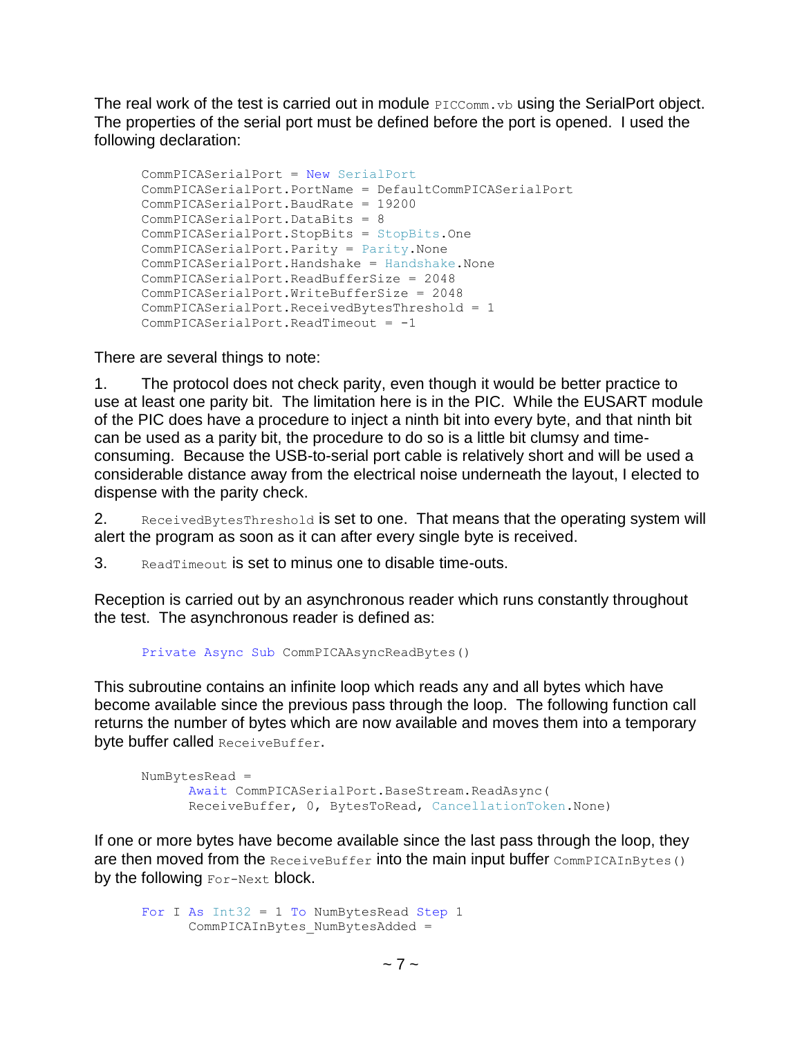The real work of the test is carried out in module `PICComm.vb` using the SerialPort object. The properties of the serial port must be defined before the port is opened. I used the following declaration:

```
CommPICASerialPort = New SerialPort
CommPICASerialPort.PortName = DefaultCommPICASerialPort
CommPICASerialPort.BaudRate = 19200
CommPICASerialPort.DataBits = 8
CommPICASerialPort.StopBits = StopBits.One
CommPICASerialPort.Parity = Parity.None
CommPICASerialPort.Handshake = Handshake.None
CommPICASerialPort.ReadBufferSize = 2048
CommPICASerialPort.WriteBufferSize = 2048
CommPICASerialPort.ReceivedBytesThreshold = 1
CommPICASerialPort.ReadTimeout = -1
```

There are several things to note:

1. The protocol does not check parity, even though it would be better practice to use at least one parity bit. The limitation here is in the PIC. While the EUSART module of the PIC does have a procedure to inject a ninth bit into every byte, and that ninth bit can be used as a parity bit, the procedure to do so is a little bit clumsy and time-consuming. Because the USB-to-serial port cable is relatively short and will be used a considerable distance away from the electrical noise underneath the layout, I elected to dispense with the parity check.

2. `ReceivedBytesThreshold` is set to one. That means that the operating system will alert the program as soon as it can after every single byte is received.

3. `ReadTimeout` is set to minus one to disable time-outs.

Reception is carried out by an asynchronous reader which runs constantly throughout the test. The asynchronous reader is defined as:

```
Private Async Sub CommPICAAsyncReadBytes()
```

This subroutine contains an infinite loop which reads any and all bytes which have become available since the previous pass through the loop. The following function call returns the number of bytes which are now available and moves them into a temporary byte buffer called `ReceiveBuffer`.

```
NumBytesRead =
      Await CommPICASerialPort.BaseStream.ReadAsync(
      ReceiveBuffer, 0, BytesToRead, CancellationToken.None)
```

If one or more bytes have become available since the last pass through the loop, they are then moved from the `ReceiveBuffer` into the main input buffer `CommPICAInBytes()` by the following `For-Next` block.

```
For I As Int32 = 1 To NumBytesRead Step 1
      CommPICAInBytes_NumBytesAdded =
```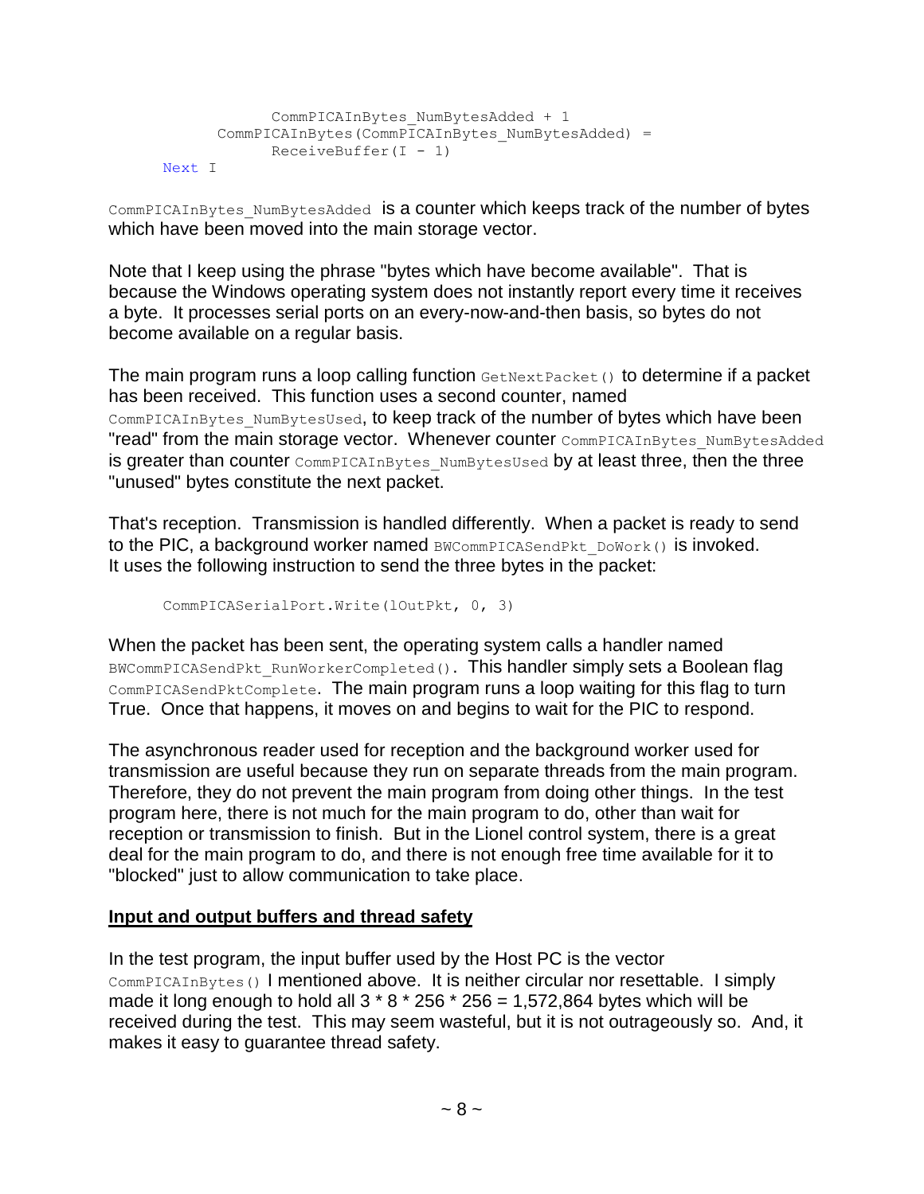```
                CommPICAInBytes_NumBytesAdded + 1
            CommPICAInBytes(CommPICAInBytes_NumBytesAdded) =
                ReceiveBuffer(I - 1)
        Next I
```

`CommPICAInBytes_NumBytesAdded` is a counter which keeps track of the number of bytes which have been moved into the main storage vector.

Note that I keep using the phrase "bytes which have become available". That is because the Windows operating system does not instantly report every time it receives a byte. It processes serial ports on an every-now-and-then basis, so bytes do not become available on a regular basis.

The main program runs a loop calling function `GetNextPacket()` to determine if a packet has been received. This function uses a second counter, named `CommPICAInBytes_NumBytesUsed`, to keep track of the number of bytes which have been "read" from the main storage vector. Whenever counter `CommPICAInBytes_NumBytesAdded` is greater than counter `CommPICAInBytes_NumBytesUsed` by at least three, then the three "unused" bytes constitute the next packet.

That's reception. Transmission is handled differently. When a packet is ready to send to the PIC, a background worker named `BWCommPICASendPkt_DoWork()` is invoked. It uses the following instruction to send the three bytes in the packet:

```
        CommPICASerialPort.Write(lOutPkt, 0, 3)
```

When the packet has been sent, the operating system calls a handler named `BWCommPICASendPkt_RunWorkerCompleted()`. This handler simply sets a Boolean flag `CommPICASendPktComplete`. The main program runs a loop waiting for this flag to turn True. Once that happens, it moves on and begins to wait for the PIC to respond.

The asynchronous reader used for reception and the background worker used for transmission are useful because they run on separate threads from the main program. Therefore, they do not prevent the main program from doing other things. In the test program here, there is not much for the main program to do, other than wait for reception or transmission to finish. But in the Lionel control system, there is a great deal for the main program to do, and there is not enough free time available for it to "blocked" just to allow communication to take place.

**<u>Input and output buffers and thread safety</u>**

In the test program, the input buffer used by the Host PC is the vector `CommPICAInBytes()` I mentioned above. It is neither circular nor resettable. I simply made it long enough to hold all 3 * 8 * 256 * 256 = 1,572,864 bytes which will be received during the test. This may seem wasteful, but it is not outrageously so. And, it makes it easy to guarantee thread safety.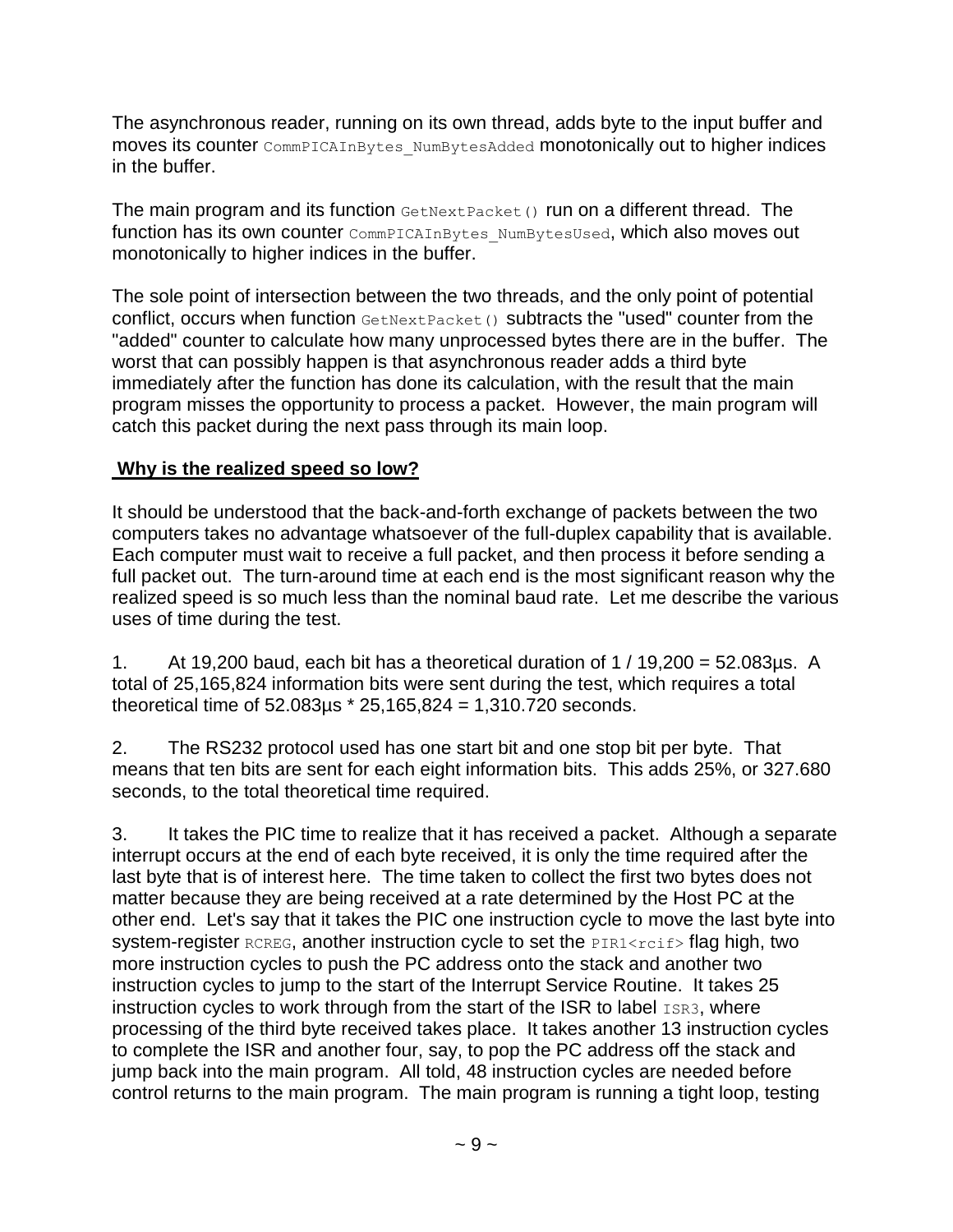The asynchronous reader, running on its own thread, adds byte to the input buffer and moves its counter `CommPICAInBytes_NumBytesAdded` monotonically out to higher indices in the buffer.

The main program and its function `GetNextPacket()` run on a different thread. The function has its own counter `CommPICAInBytes_NumBytesUsed`, which also moves out monotonically to higher indices in the buffer.

The sole point of intersection between the two threads, and the only point of potential conflict, occurs when function `GetNextPacket()` subtracts the "used" counter from the "added" counter to calculate how many unprocessed bytes there are in the buffer. The worst that can possibly happen is that asynchronous reader adds a third byte immediately after the function has done its calculation, with the result that the main program misses the opportunity to process a packet. However, the main program will catch this packet during the next pass through its main loop.

## **Why is the realized speed so low?**

It should be understood that the back-and-forth exchange of packets between the two computers takes no advantage whatsoever of the full-duplex capability that is available. Each computer must wait to receive a full packet, and then process it before sending a full packet out. The turn-around time at each end is the most significant reason why the realized speed is so much less than the nominal baud rate. Let me describe the various uses of time during the test.

1. At 19,200 baud, each bit has a theoretical duration of 1 / 19,200 = 52.083µs. A total of 25,165,824 information bits were sent during the test, which requires a total theoretical time of 52.083µs * 25,165,824 = 1,310.720 seconds.

2. The RS232 protocol used has one start bit and one stop bit per byte. That means that ten bits are sent for each eight information bits. This adds 25%, or 327.680 seconds, to the total theoretical time required.

3. It takes the PIC time to realize that it has received a packet. Although a separate interrupt occurs at the end of each byte received, it is only the time required after the last byte that is of interest here. The time taken to collect the first two bytes does not matter because they are being received at a rate determined by the Host PC at the other end. Let's say that it takes the PIC one instruction cycle to move the last byte into system-register `RCREG`, another instruction cycle to set the `PIR1<rcif>` flag high, two more instruction cycles to push the PC address onto the stack and another two instruction cycles to jump to the start of the Interrupt Service Routine. It takes 25 instruction cycles to work through from the start of the ISR to label `ISR3`, where processing of the third byte received takes place. It takes another 13 instruction cycles to complete the ISR and another four, say, to pop the PC address off the stack and jump back into the main program. All told, 48 instruction cycles are needed before control returns to the main program. The main program is running a tight loop, testing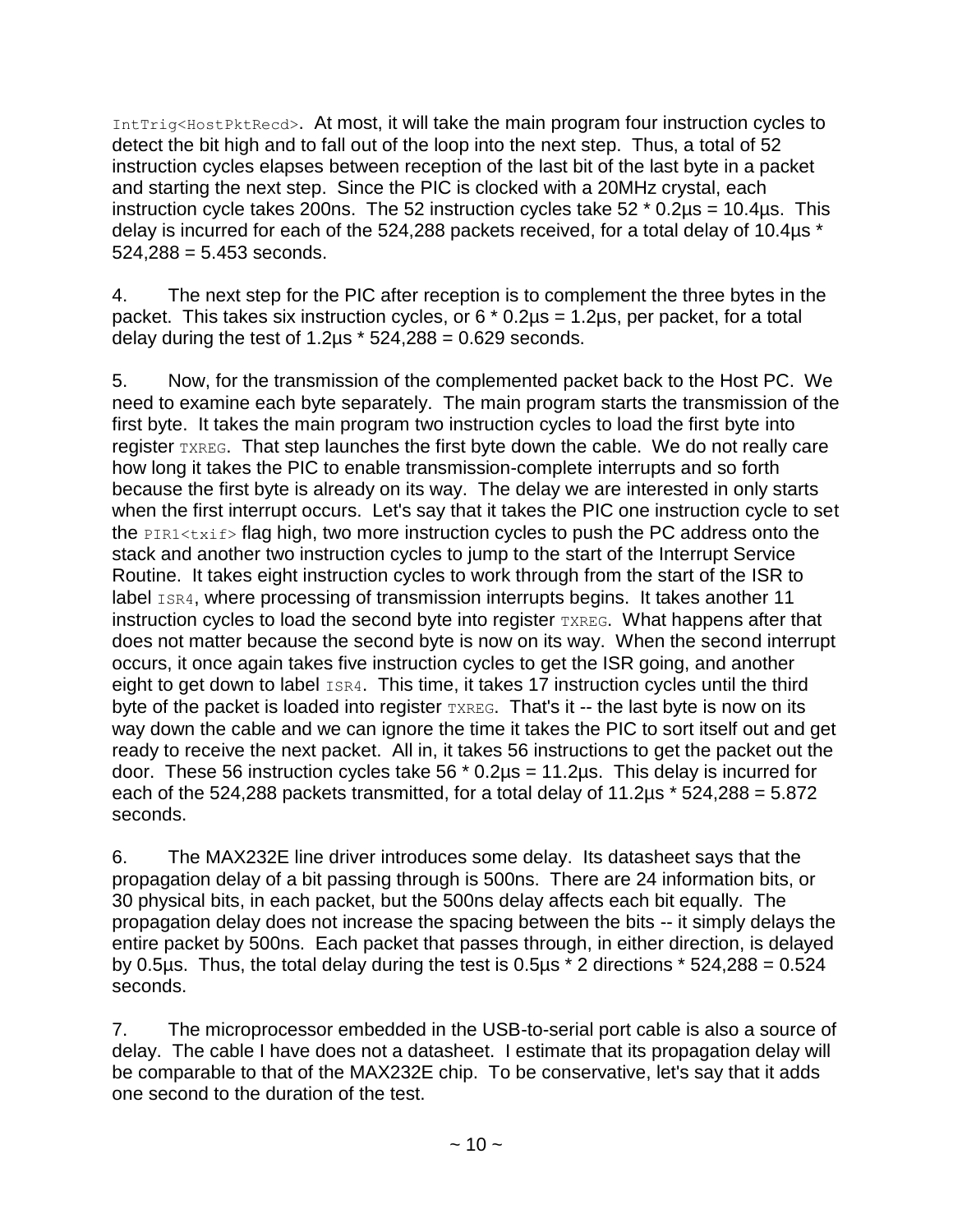`IntTrig<HostPktRecd>`. At most, it will take the main program four instruction cycles to detect the bit high and to fall out of the loop into the next step. Thus, a total of 52 instruction cycles elapses between reception of the last bit of the last byte in a packet and starting the next step. Since the PIC is clocked with a 20MHz crystal, each instruction cycle takes 200ns. The 52 instruction cycles take 52 * 0.2µs = 10.4µs. This delay is incurred for each of the 524,288 packets received, for a total delay of 10.4µs * 524,288 = 5.453 seconds.

4. The next step for the PIC after reception is to complement the three bytes in the packet. This takes six instruction cycles, or 6 * 0.2µs = 1.2µs, per packet, for a total delay during the test of 1.2µs * 524,288 = 0.629 seconds.

5. Now, for the transmission of the complemented packet back to the Host PC. We need to examine each byte separately. The main program starts the transmission of the first byte. It takes the main program two instruction cycles to load the first byte into register `TXREG`. That step launches the first byte down the cable. We do not really care how long it takes the PIC to enable transmission-complete interrupts and so forth because the first byte is already on its way. The delay we are interested in only starts when the first interrupt occurs. Let's say that it takes the PIC one instruction cycle to set the `PIR1<txif>` flag high, two more instruction cycles to push the PC address onto the stack and another two instruction cycles to jump to the start of the Interrupt Service Routine. It takes eight instruction cycles to work through from the start of the ISR to label `ISR4`, where processing of transmission interrupts begins. It takes another 11 instruction cycles to load the second byte into register `TXREG`. What happens after that does not matter because the second byte is now on its way. When the second interrupt occurs, it once again takes five instruction cycles to get the ISR going, and another eight to get down to label `ISR4`. This time, it takes 17 instruction cycles until the third byte of the packet is loaded into register `TXREG`. That's it -- the last byte is now on its way down the cable and we can ignore the time it takes the PIC to sort itself out and get ready to receive the next packet. All in, it takes 56 instructions to get the packet out the door. These 56 instruction cycles take 56 * 0.2µs = 11.2µs. This delay is incurred for each of the 524,288 packets transmitted, for a total delay of 11.2µs * 524,288 = 5.872 seconds.

6. The MAX232E line driver introduces some delay. Its datasheet says that the propagation delay of a bit passing through is 500ns. There are 24 information bits, or 30 physical bits, in each packet, but the 500ns delay affects each bit equally. The propagation delay does not increase the spacing between the bits -- it simply delays the entire packet by 500ns. Each packet that passes through, in either direction, is delayed by 0.5µs. Thus, the total delay during the test is 0.5µs * 2 directions * 524,288 = 0.524 seconds.

7. The microprocessor embedded in the USB-to-serial port cable is also a source of delay. The cable I have does not a datasheet. I estimate that its propagation delay will be comparable to that of the MAX232E chip. To be conservative, let's say that it adds one second to the duration of the test.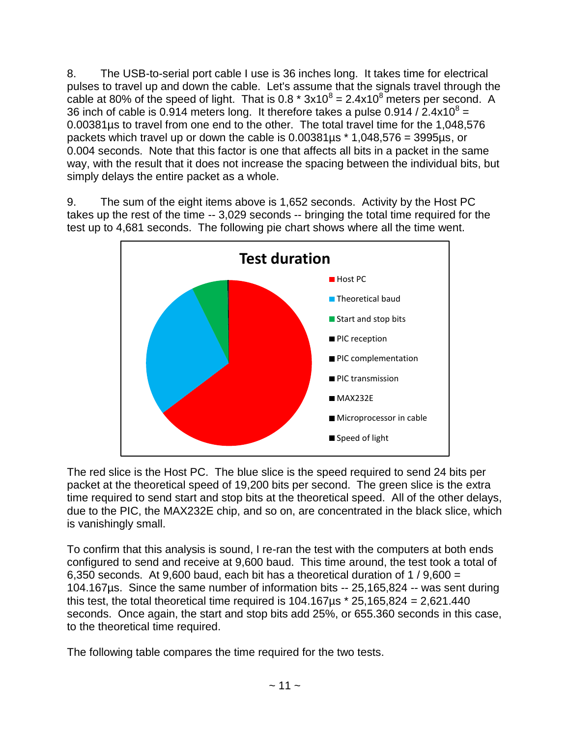8. The USB-to-serial port cable I use is 36 inches long. It takes time for electrical pulses to travel up and down the cable. Let's assume that the signals travel through the cable at 80% of the speed of light. That is $0.8 * 3x10^8 = 2.4x10^8$ meters per second. A 36 inch of cable is 0.914 meters long. It therefore takes a pulse $0.914 / 2.4x10^8 =$ 0.00381µs to travel from one end to the other. The total travel time for the 1,048,576 packets which travel up or down the cable is 0.00381µs * 1,048,576 = 3995µs, or 0.004 seconds. Note that this factor is one that affects all bits in a packet in the same way, with the result that it does not increase the spacing between the individual bits, but simply delays the entire packet as a whole.

9. The sum of the eight items above is 1,652 seconds. Activity by the Host PC takes up the rest of the time -- 3,029 seconds -- bringing the total time required for the test up to 4,681 seconds. The following pie chart shows where all the time went.

**Test duration**

- Host PC
- Theoretical baud
- Start and stop bits
- PIC reception
- PIC complementation
- PIC transmission
- MAX232E
- Microprocessor in cable
- Speed of light

The red slice is the Host PC. The blue slice is the speed required to send 24 bits per packet at the theoretical speed of 19,200 bits per second. The green slice is the extra time required to send start and stop bits at the theoretical speed. All of the other delays, due to the PIC, the MAX232E chip, and so on, are concentrated in the black slice, which is vanishingly small.

To confirm that this analysis is sound, I re-ran the test with the computers at both ends configured to send and receive at 9,600 baud. This time around, the test took a total of 6,350 seconds. At 9,600 baud, each bit has a theoretical duration of 1 / 9,600 = 104.167µs. Since the same number of information bits -- 25,165,824 -- was sent during this test, the total theoretical time required is 104.167µs * 25,165,824 = 2,621.440 seconds. Once again, the start and stop bits add 25%, or 655.360 seconds in this case, to the theoretical time required.

The following table compares the time required for the two tests.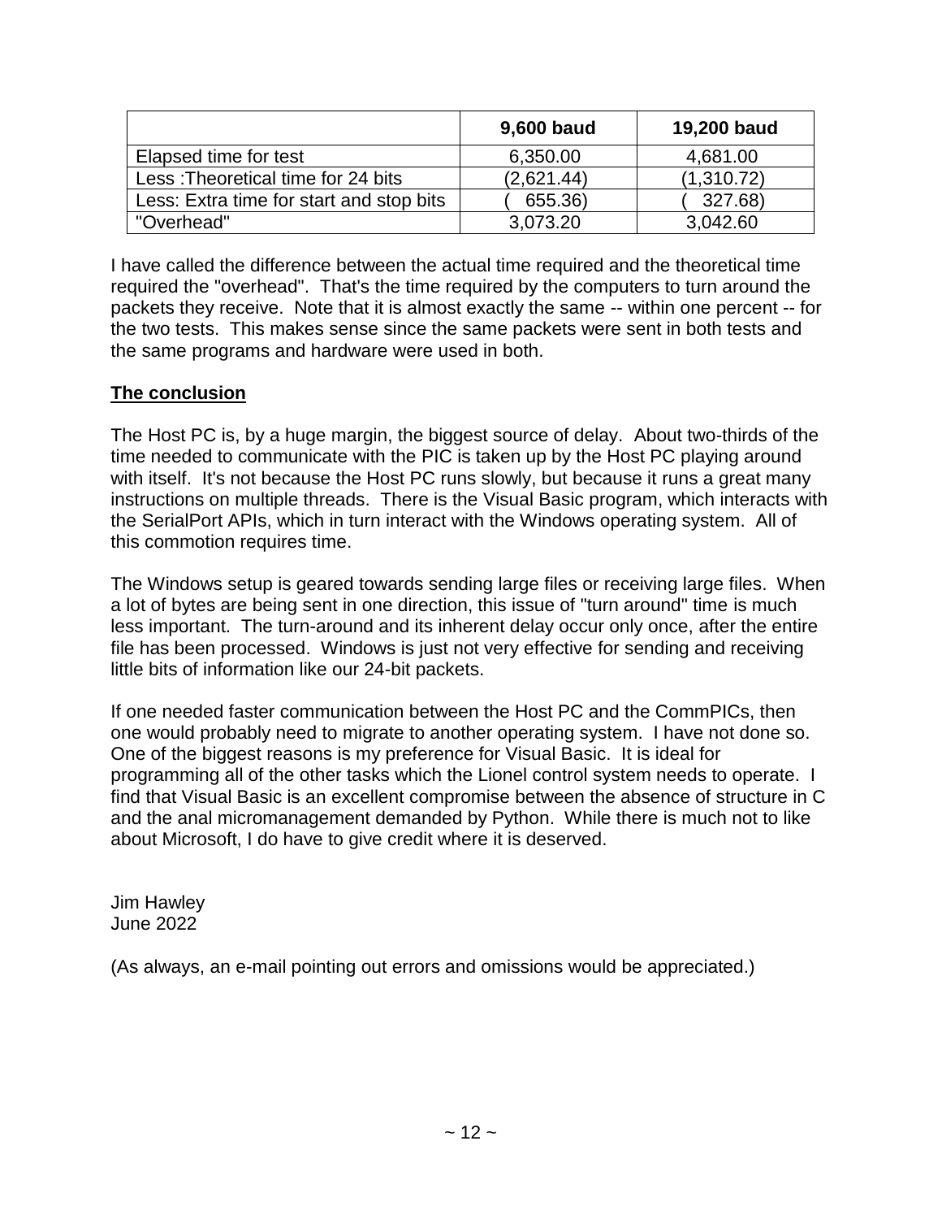|  | 9,600 baud | 19,200 baud |
|---|---|---|
| Elapsed time for test | 6,350.00 | 4,681.00 |
| Less :Theoretical time for 24 bits | (2,621.44) | (1,310.72) |
| Less: Extra time for start and stop bits | ( 655.36) | ( 327.68) |
| "Overhead" | 3,073.20 | 3,042.60 |

I have called the difference between the actual time required and the theoretical time required the "overhead". That's the time required by the computers to turn around the packets they receive. Note that it is almost exactly the same -- within one percent -- for the two tests. This makes sense since the same packets were sent in both tests and the same programs and hardware were used in both.

**The conclusion**

The Host PC is, by a huge margin, the biggest source of delay. About two-thirds of the time needed to communicate with the PIC is taken up by the Host PC playing around with itself. It's not because the Host PC runs slowly, but because it runs a great many instructions on multiple threads. There is the Visual Basic program, which interacts with the SerialPort APIs, which in turn interact with the Windows operating system. All of this commotion requires time.

The Windows setup is geared towards sending large files or receiving large files. When a lot of bytes are being sent in one direction, this issue of "turn around" time is much less important. The turn-around and its inherent delay occur only once, after the entire file has been processed. Windows is just not very effective for sending and receiving little bits of information like our 24-bit packets.

If one needed faster communication between the Host PC and the CommPICs, then one would probably need to migrate to another operating system. I have not done so. One of the biggest reasons is my preference for Visual Basic. It is ideal for programming all of the other tasks which the Lionel control system needs to operate. I find that Visual Basic is an excellent compromise between the absence of structure in C and the anal micromanagement demanded by Python. While there is much not to like about Microsoft, I do have to give credit where it is deserved.

Jim Hawley
June 2022

(As always, an e-mail pointing out errors and omissions would be appreciated.)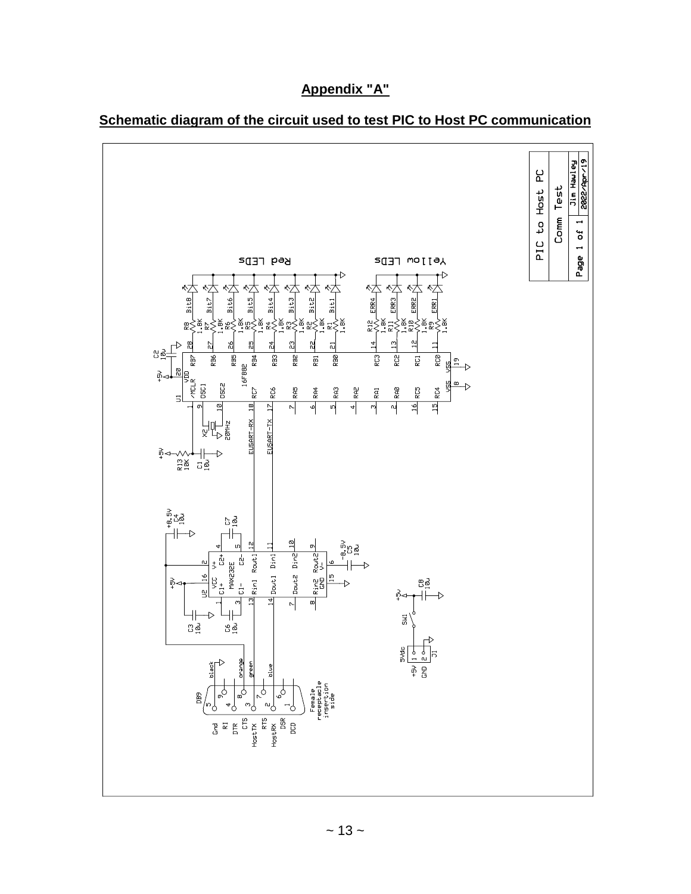## Appendix "A"

## Schematic diagram of the circuit used to test PIC to Host PC communication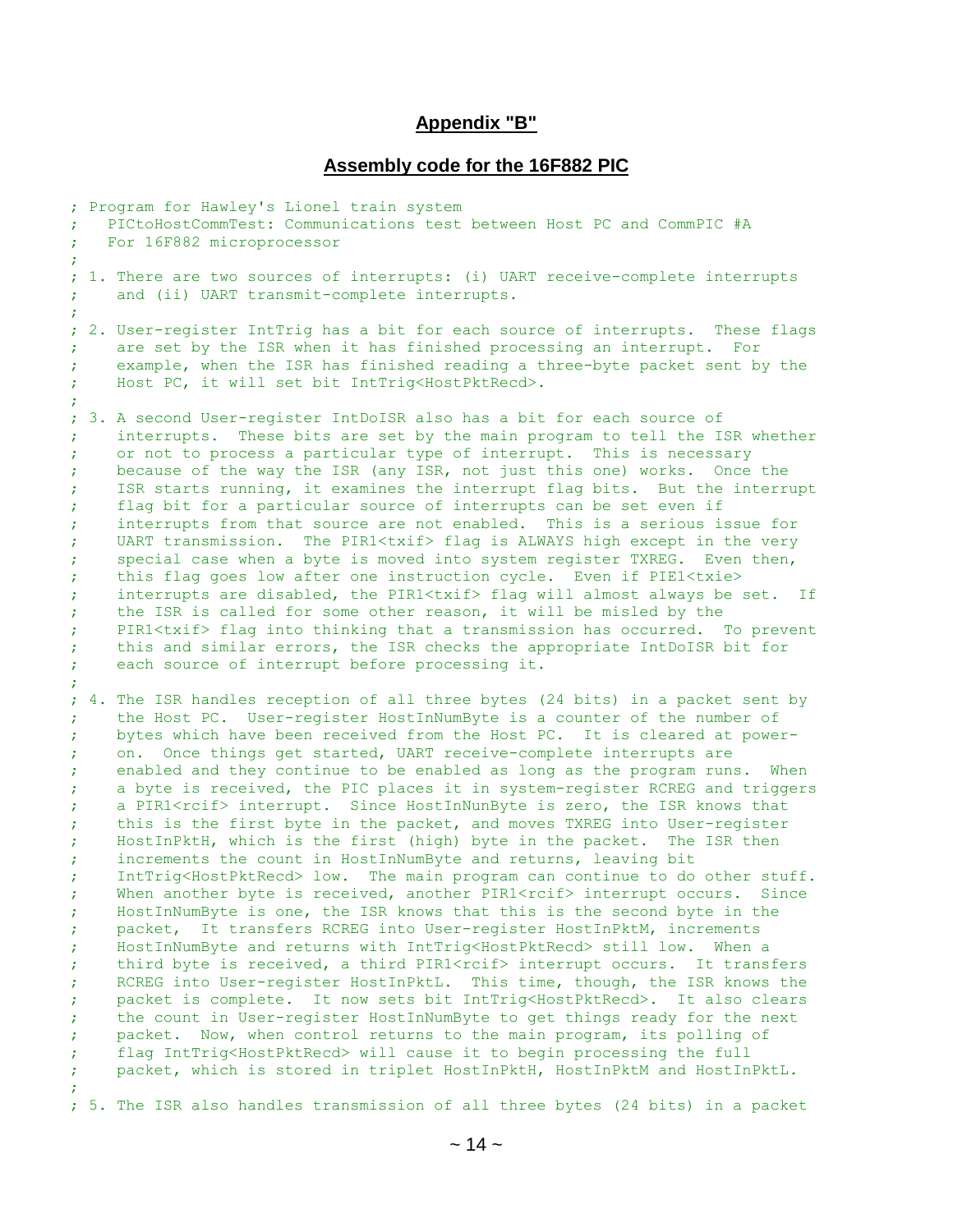## Appendix "B"

## Assembly code for the 16F882 PIC

```
; Program for Hawley's Lionel train system
;   PICtoHostCommTest: Communications test between Host PC and CommPIC #A
;   For 16F882 microprocessor
;
; 1. There are two sources of interrupts: (i) UART receive-complete interrupts
;    and (ii) UART transmit-complete interrupts.
;
; 2. User-register IntTrig has a bit for each source of interrupts.  These flags
;    are set by the ISR when it has finished processing an interrupt.  For
;    example, when the ISR has finished reading a three-byte packet sent by the
;    Host PC, it will set bit IntTrig<HostPktRecd>.
;
; 3. A second User-register IntDoISR also has a bit for each source of
;    interrupts.  These bits are set by the main program to tell the ISR whether
;    or not to process a particular type of interrupt.  This is necessary
;    because of the way the ISR (any ISR, not just this one) works.  Once the
;    ISR starts running, it examines the interrupt flag bits.  But the interrupt
;    flag bit for a particular source of interrupts can be set even if
;    interrupts from that source are not enabled.  This is a serious issue for
;    UART transmission.  The PIR1<txif> flag is ALWAYS high except in the very
;    special case when a byte is moved into system register TXREG.  Even then,
;    this flag goes low after one instruction cycle.  Even if PIE1<txie>
;    interrupts are disabled, the PIR1<txif> flag will almost always be set.  If
;    the ISR is called for some other reason, it will be misled by the
;    PIR1<txif> flag into thinking that a transmission has occurred.  To prevent
;    this and similar errors, the ISR checks the appropriate IntDoISR bit for
;    each source of interrupt before processing it.
;
; 4. The ISR handles reception of all three bytes (24 bits) in a packet sent by
;    the Host PC.  User-register HostInNumByte is a counter of the number of
;    bytes which have been received from the Host PC.  It is cleared at power-
;    on.  Once things get started, UART receive-complete interrupts are
;    enabled and they continue to be enabled as long as the program runs.  When
;    a byte is received, the PIC places it in system-register RCREG and triggers
;    a PIR1<rcif> interrupt.  Since HostInNunByte is zero, the ISR knows that
;    this is the first byte in the packet, and moves TXREG into User-register
;    HostInPktH, which is the first (high) byte in the packet.  The ISR then
;    increments the count in HostInNumByte and returns, leaving bit
;    IntTrig<HostPktRecd> low.  The main program can continue to do other stuff.
;    When another byte is received, another PIR1<rcif> interrupt occurs.  Since
;    HostInNumByte is one, the ISR knows that this is the second byte in the
;    packet,  It transfers RCREG into User-register HostInPktM, increments
;    HostInNumByte and returns with IntTrig<HostPktRecd> still low.  When a
;    third byte is received, a third PIR1<rcif> interrupt occurs.  It transfers
;    RCREG into User-register HostInPktL.  This time, though, the ISR knows the
;    packet is complete.  It now sets bit IntTrig<HostPktRecd>.  It also clears
;    the count in User-register HostInNumByte to get things ready for the next
;    packet.  Now, when control returns to the main program, its polling of
;    flag IntTrig<HostPktRecd> will cause it to begin processing the full
;    packet, which is stored in triplet HostInPktH, HostInPktM and HostInPktL.
;
; 5. The ISR also handles transmission of all three bytes (24 bits) in a packet
```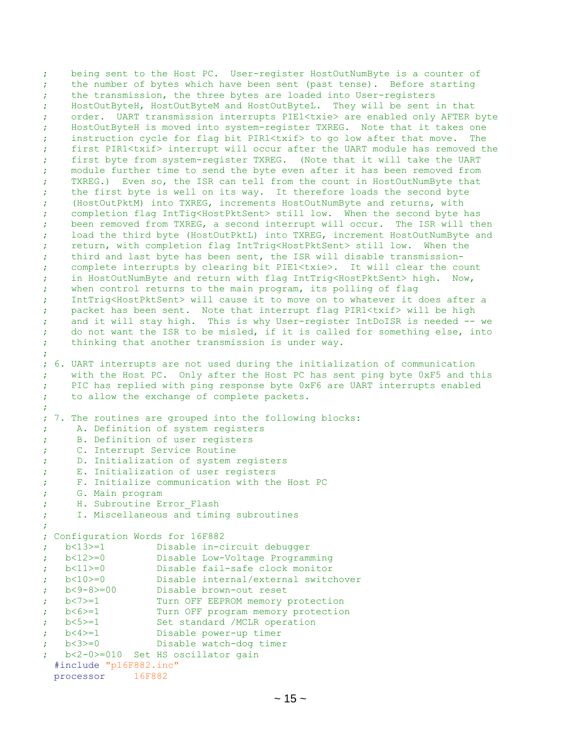```
;    being sent to the Host PC.  User-register HostOutNumByte is a counter of
;    the number of bytes which have been sent (past tense).  Before starting
;    the transmission, the three bytes are loaded into User-registers
;    HostOutByteH, HostOutByteM and HostOutByteL.  They will be sent in that
;    order.  UART transmission interrupts PIE1<txie> are enabled only AFTER byte
;    HostOutByteH is moved into system-register TXREG.  Note that it takes one
;    instruction cycle for flag bit PIR1<txif> to go low after that move.  The
;    first PIR1<txif> interrupt will occur after the UART module has removed the
;    first byte from system-register TXREG.  (Note that it will take the UART
;    module further time to send the byte even after it has been removed from
;    TXREG.)  Even so, the ISR can tell from the count in HostOutNumByte that
;    the first byte is well on its way.  It therefore loads the second byte
;    (HostOutPktM) into TXREG, increments HostOutNumByte and returns, with
;    completion flag IntTig<HostPktSent> still low.  When the second byte has
;    been removed from TXREG, a second interrupt will occur.  The ISR will then
;    load the third byte (HostOutPktL) into TXREG, increment HostOutNumByte and
;    return, with completion flag IntTrig<HostPktSent> still low.  When the
;    third and last byte has been sent, the ISR will disable transmission-
;    complete interrupts by clearing bit PIE1<txie>.  It will clear the count
;    in HostOutNumByte and return with flag IntTrig<HostPktSent> high.  Now,
;    when control returns to the main program, its polling of flag
;    IntTrig<HostPktSent> will cause it to move on to whatever it does after a
;    packet has been sent.  Note that interrupt flag PIR1<txif> will be high
;    and it will stay high.  This is why User-register IntDoISR is needed -- we
;    do not want the ISR to be misled, if it is called for something else, into
;    thinking that another transmission is under way.
;
; 6. UART interrupts are not used during the initialization of communication
;    with the Host PC.  Only after the Host PC has sent ping byte 0xF5 and this
;    PIC has replied with ping response byte 0xF6 are UART interrupts enabled
;    to allow the exchange of complete packets.
;
; 7. The routines are grouped into the following blocks:
;     A. Definition of system registers
;     B. Definition of user registers
;     C. Interrupt Service Routine
;     D. Initialization of system registers
;     E. Initialization of user registers
;     F. Initialize communication with the Host PC
;     G. Main program
;     H. Subroutine Error_Flash
;     I. Miscellaneous and timing subroutines
;
; Configuration Words for 16F882
;   b<13>=1         Disable in-circuit debugger
;   b<12>=0         Disable Low-Voltage Programming
;   b<11>=0         Disable fail-safe clock monitor
;   b<10>=0         Disable internal/external switchover
;   b<9-8>=00       Disable brown-out reset
;   b<7>=1          Turn OFF EEPROM memory protection
;   b<6>=1          Turn OFF program memory protection
;   b<5>=1          Set standard /MCLR operation
;   b<4>=1          Disable power-up timer
;   b<3>=0          Disable watch-dog timer
;   b<2-0>=010  Set HS oscillator gain
  #include "p16F882.inc"
  processor     16F882
```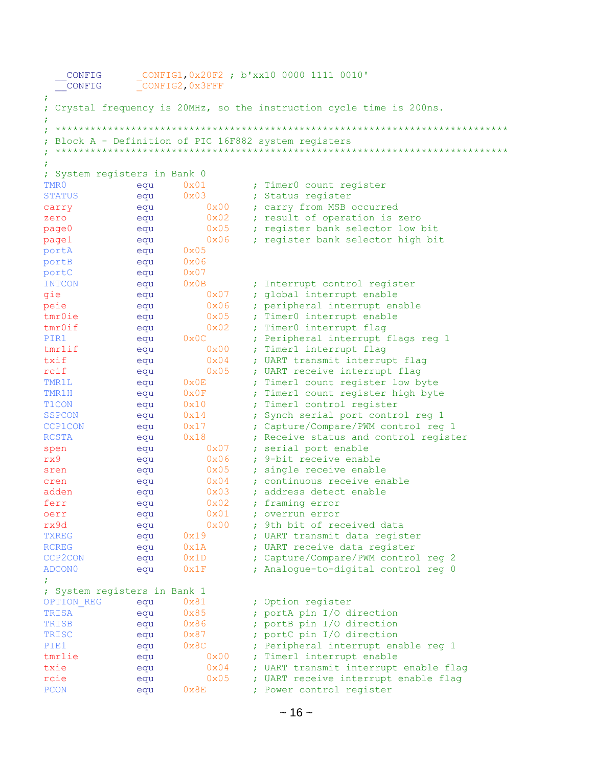```
  __CONFIG      _CONFIG1,0x20F2 ; b'xx10 0000 1111 0010'
  __CONFIG      _CONFIG2,0x3FFF
;
; Crystal frequency is 20MHz, so the instruction cycle time is 200ns.
;
; *****************************************************************************
; Block A - Definition of PIC 16F882 system registers
; *****************************************************************************
;
; System registers in Bank 0
TMR0            equ     0x01        ; Timer0 count register
STATUS          equ     0x03        ; Status register
carry           equ         0x00    ; carry from MSB occurred
zero            equ         0x02    ; result of operation is zero
page0           equ         0x05    ; register bank selector low bit
page1           equ         0x06    ; register bank selector high bit
portA           equ     0x05
portB           equ     0x06
portC           equ     0x07
INTCON          equ     0x0B        ; Interrupt control register
gie             equ         0x07    ; global interrupt enable
peie            equ         0x06    ; peripheral interrupt enable
tmr0ie          equ         0x05    ; Timer0 interrupt enable
tmr0if          equ         0x02    ; Timer0 interrupt flag
PIR1            equ     0x0C        ; Peripheral interrupt flags reg 1
tmr1if          equ         0x00    ; Timer1 interrupt flag
txif            equ         0x04    ; UART transmit interrupt flag
rcif            equ         0x05    ; UART receive interrupt flag
TMR1L           equ     0x0E        ; Timer1 count register low byte
TMR1H           equ     0x0F        ; Timer1 count register high byte
T1CON           equ     0x10        ; Timer1 control register
SSPCON          equ     0x14        ; Synch serial port control reg 1
CCP1CON         equ     0x17        ; Capture/Compare/PWM control reg 1
RCSTA           equ     0x18        ; Receive status and control register
spen            equ         0x07    ; serial port enable
rx9             equ         0x06    ; 9-bit receive enable
sren            equ         0x05    ; single receive enable
cren            equ         0x04    ; continuous receive enable
adden           equ         0x03    ; address detect enable
ferr            equ         0x02    ; framing error
oerr            equ         0x01    ; overrun error
rx9d            equ         0x00    ; 9th bit of received data
TXREG           equ     0x19        ; UART transmit data register
RCREG           equ     0x1A        ; UART receive data register
CCP2CON         equ     0x1D        ; Capture/Compare/PWM control reg 2
ADCON0          equ     0x1F        ; Analogue-to-digital control reg 0
;
; System registers in Bank 1
OPTION_REG      equ     0x81        ; Option register
TRISA           equ     0x85        ; portA pin I/O direction
TRISB           equ     0x86        ; portB pin I/O direction
TRISC           equ     0x87        ; portC pin I/O direction
PIE1            equ     0x8C        ; Peripheral interrupt enable reg 1
tmr1ie          equ         0x00    ; Timer1 interrupt enable
txie            equ         0x04    ; UART transmit interrupt enable flag
rcie            equ         0x05    ; UART receive interrupt enable flag
PCON            equ     0x8E        ; Power control register
```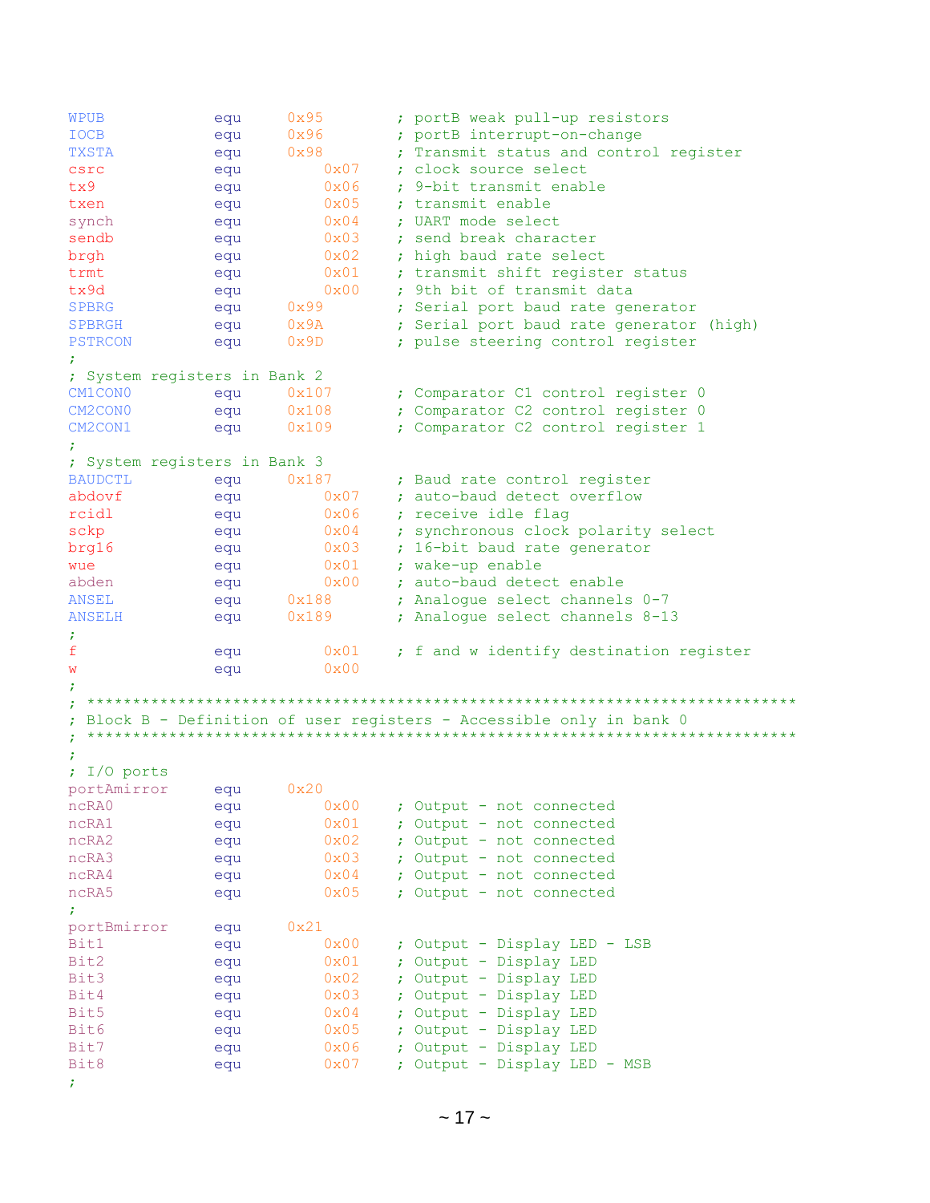```
WPUB            equ     0x95        ; portB weak pull-up resistors
IOCB            equ     0x96        ; portB interrupt-on-change
TXSTA           equ     0x98        ; Transmit status and control register
csrc            equ         0x07    ; clock source select
tx9             equ         0x06    ; 9-bit transmit enable
txen            equ         0x05    ; transmit enable
synch           equ         0x04    ; UART mode select
sendb           equ         0x03    ; send break character
brgh            equ         0x02    ; high baud rate select
trmt            equ         0x01    ; transmit shift register status
tx9d            equ         0x00    ; 9th bit of transmit data
SPBRG           equ     0x99        ; Serial port baud rate generator
SPBRGH          equ     0x9A        ; Serial port baud rate generator (high)
PSTRCON         equ     0x9D        ; pulse steering control register
;
; System registers in Bank 2
CM1CON0         equ     0x107       ; Comparator C1 control register 0
CM2CON0         equ     0x108       ; Comparator C2 control register 0
CM2CON1         equ     0x109       ; Comparator C2 control register 1
;
; System registers in Bank 3
BAUDCTL         equ     0x187       ; Baud rate control register
abdovf          equ         0x07    ; auto-baud detect overflow
rcidl           equ         0x06    ; receive idle flag
sckp            equ         0x04    ; synchronous clock polarity select
brg16           equ         0x03    ; 16-bit baud rate generator
wue             equ         0x01    ; wake-up enable
abden           equ         0x00    ; auto-baud detect enable
ANSEL           equ     0x188       ; Analogue select channels 0-7
ANSELH          equ     0x189       ; Analogue select channels 8-13
;
f               equ         0x01    ; f and w identify destination register
w               equ         0x00
;
; ******************************************************************************
; Block B - Definition of user registers - Accessible only in bank 0
; ******************************************************************************
;
; I/O ports
portAmirror     equ     0x20
ncRA0           equ         0x00    ; Output - not connected
ncRA1           equ         0x01    ; Output - not connected
ncRA2           equ         0x02    ; Output - not connected
ncRA3           equ         0x03    ; Output - not connected
ncRA4           equ         0x04    ; Output - not connected
ncRA5           equ         0x05    ; Output - not connected
;
portBmirror     equ     0x21
Bit1            equ         0x00    ; Output - Display LED - LSB
Bit2            equ         0x01    ; Output - Display LED
Bit3            equ         0x02    ; Output - Display LED
Bit4            equ         0x03    ; Output - Display LED
Bit5            equ         0x04    ; Output - Display LED
Bit6            equ         0x05    ; Output - Display LED
Bit7            equ         0x06    ; Output - Display LED
Bit8            equ         0x07    ; Output - Display LED - MSB
;
```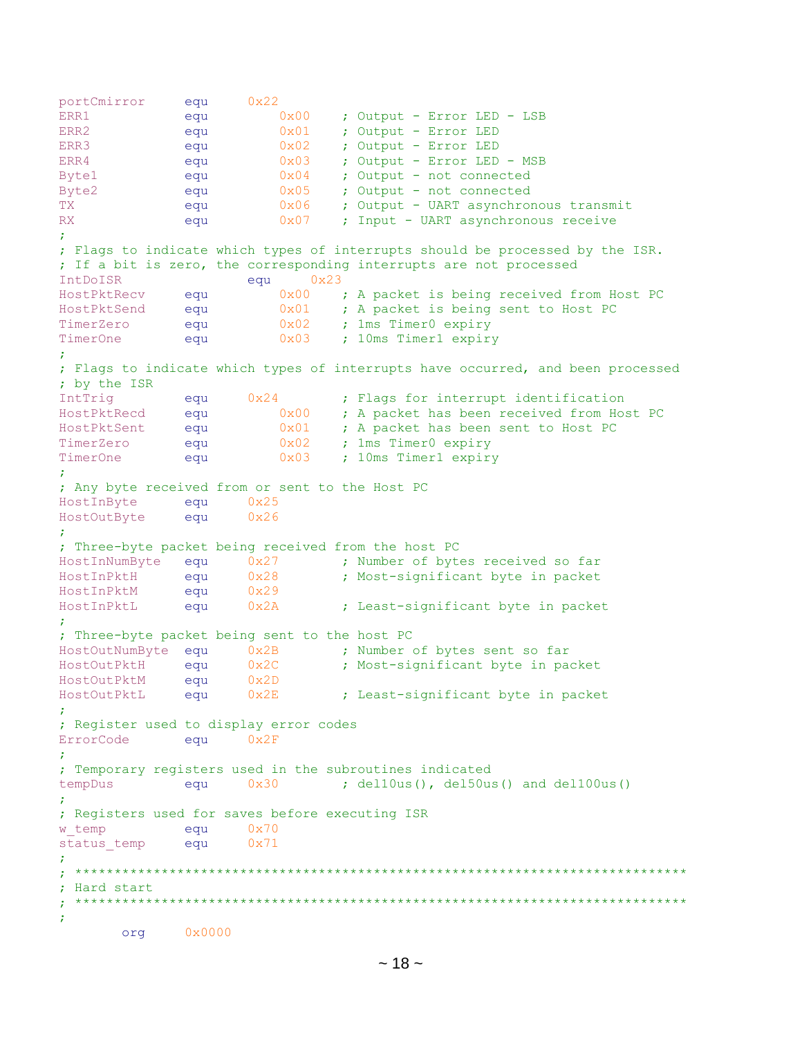```
portCmirror     equ     0x22
ERR1            equ         0x00    ; Output - Error LED - LSB
ERR2            equ         0x01    ; Output - Error LED
ERR3            equ         0x02    ; Output - Error LED
ERR4            equ         0x03    ; Output - Error LED - MSB
Byte1           equ         0x04    ; Output - not connected
Byte2           equ         0x05    ; Output - not connected
TX              equ         0x06    ; Output - UART asynchronous transmit
RX              equ         0x07    ; Input - UART asynchronous receive
;
; Flags to indicate which types of interrupts should be processed by the ISR.
; If a bit is zero, the corresponding interrupts are not processed
IntDoISR                equ     0x23
HostPktRecv     equ         0x00    ; A packet is being received from Host PC
HostPktSend     equ         0x01    ; A packet is being sent to Host PC
TimerZero       equ         0x02    ; 1ms Timer0 expiry
TimerOne        equ         0x03    ; 10ms Timer1 expiry
;
; Flags to indicate which types of interrupts have occurred, and been processed
; by the ISR
IntTrig         equ     0x24        ; Flags for interrupt identification
HostPktRecd     equ         0x00    ; A packet has been received from Host PC
HostPktSent     equ         0x01    ; A packet has been sent to Host PC
TimerZero       equ         0x02    ; 1ms Timer0 expiry
TimerOne        equ         0x03    ; 10ms Timer1 expiry
;
; Any byte received from or sent to the Host PC
HostInByte      equ     0x25
HostOutByte     equ     0x26
;
; Three-byte packet being received from the host PC
HostInNumByte   equ     0x27        ; Number of bytes received so far
HostInPktH      equ     0x28        ; Most-significant byte in packet
HostInPktM      equ     0x29
HostInPktL      equ     0x2A        ; Least-significant byte in packet
;
; Three-byte packet being sent to the host PC
HostOutNumByte  equ     0x2B        ; Number of bytes sent so far
HostOutPktH     equ     0x2C        ; Most-significant byte in packet
HostOutPktM     equ     0x2D
HostOutPktL     equ     0x2E        ; Least-significant byte in packet
;
; Register used to display error codes
ErrorCode       equ     0x2F
;
; Temporary registers used in the subroutines indicated
tempDus         equ     0x30        ; del10us(), del50us() and del100us()
;
; Registers used for saves before executing ISR
w_temp          equ     0x70
status_temp     equ     0x71
;
; ****************************************************************************
; Hard start
; ****************************************************************************
;
        org     0x0000
```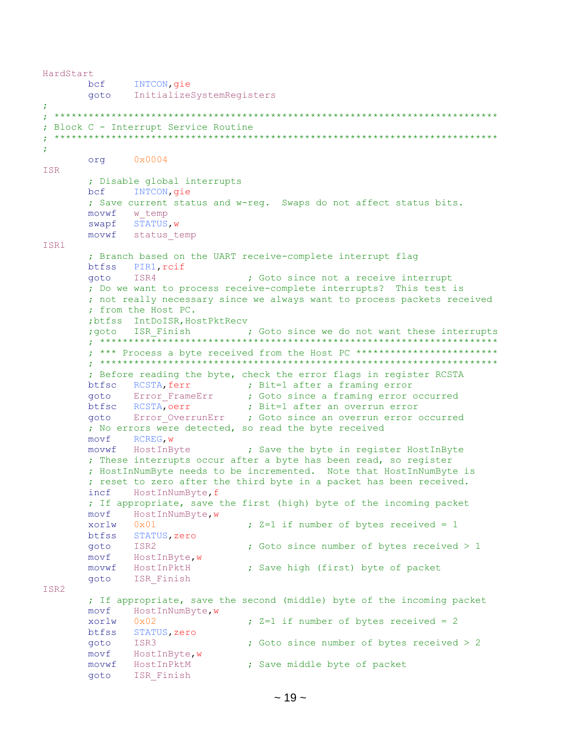```
HardStart
        bcf     INTCON,gie
        goto    InitializeSystemRegisters
;
; ******************************************************************************
; Block C - Interrupt Service Routine
; ******************************************************************************
;
        org     0x0004
ISR
        ; Disable global interrupts
        bcf     INTCON,gie
        ; Save current status and w-reg.  Swaps do not affect status bits.
        movwf   w_temp
        swapf   STATUS,w
        movwf   status_temp
ISR1
        ; Branch based on the UART receive-complete interrupt flag
        btfss   PIR1,rcif
        goto    ISR4                ; Goto since not a receive interrupt
        ; Do we want to process receive-complete interrupts?  This test is
        ; not really necessary since we always want to process packets received
        ; from the Host PC.
        ;btfss  IntDoISR,HostPktRecv
        ;goto   ISR_Finish          ; Goto since we do not want these interrupts
        ; **********************************************************************
        ; *** Process a byte received from the Host PC ************************
        ; **********************************************************************
        ; Before reading the byte, check the error flags in register RCSTA
        btfsc   RCSTA,ferr          ; Bit=1 after a framing error
        goto    Error_FrameErr      ; Goto since a framing error occurred
        btfsc   RCSTA,oerr          ; Bit=1 after an overrun error
        goto    Error_OverrunErr    ; Goto since an overrun error occurred
        ; No errors were detected, so read the byte received
        movf    RCREG,w
        movwf   HostInByte          ; Save the byte in register HostInByte
        ; These interrupts occur after a byte has been read, so register
        ; HostInNumByte needs to be incremented.  Note that HostInNumByte is
        ; reset to zero after the third byte in a packet has been received.
        incf    HostInNumByte,f
        ; If appropriate, save the first (high) byte of the incoming packet
        movf    HostInNumByte,w
        xorlw   0x01                ; Z=1 if number of bytes received = 1
        btfss   STATUS,zero
        goto    ISR2                ; Goto since number of bytes received > 1
        movf    HostInByte,w
        movwf   HostInPktH          ; Save high (first) byte of packet
        goto    ISR_Finish
ISR2
        ; If appropriate, save the second (middle) byte of the incoming packet
        movf    HostInNumByte,w
        xorlw   0x02                ; Z=1 if number of bytes received = 2
        btfss   STATUS,zero
        goto    ISR3                ; Goto since number of bytes received > 2
        movf    HostInByte,w
        movwf   HostInPktM          ; Save middle byte of packet
        goto    ISR_Finish
```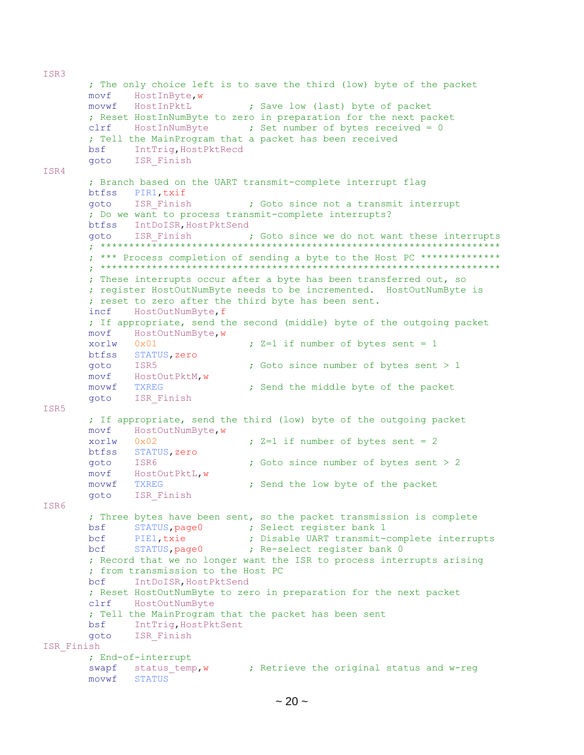```
ISR3
        ; The only choice left is to save the third (low) byte of the packet
        movf    HostInByte,w
        movwf   HostInPktL          ; Save low (last) byte of packet
        ; Reset HostInNumByte to zero in preparation for the next packet
        clrf    HostInNumByte       ; Set number of bytes received = 0
        ; Tell the MainProgram that a packet has been received
        bsf     IntTrig,HostPktRecd
        goto    ISR_Finish
ISR4
        ; Branch based on the UART transmit-complete interrupt flag
        btfss   PIR1,txif
        goto    ISR_Finish          ; Goto since not a transmit interrupt
        ; Do we want to process transmit-complete interrupts?
        btfss   IntDoISR,HostPktSend
        goto    ISR_Finish          ; Goto since we do not want these interrupts
        ; *********************************************************************
        ; *** Process completion of sending a byte to the Host PC *************
        ; *********************************************************************
        ; These interrupts occur after a byte has been transferred out, so
        ; register HostOutNumByte needs to be incremented.  HostOutNumByte is
        ; reset to zero after the third byte has been sent.
        incf    HostOutNumByte,f
        ; If appropriate, send the second (middle) byte of the outgoing packet
        movf    HostOutNumByte,w
        xorlw   0x01                ; Z=1 if number of bytes sent = 1
        btfss   STATUS,zero
        goto    ISR5                ; Goto since number of bytes sent > 1
        movf    HostOutPktM,w
        movwf   TXREG               ; Send the middle byte of the packet
        goto    ISR_Finish
ISR5
        ; If appropriate, send the third (low) byte of the outgoing packet
        movf    HostOutNumByte,w
        xorlw   0x02                ; Z=1 if number of bytes sent = 2
        btfss   STATUS,zero
        goto    ISR6                ; Goto since number of bytes sent > 2
        movf    HostOutPktL,w
        movwf   TXREG               ; Send the low byte of the packet
        goto    ISR_Finish
ISR6
        ; Three bytes have been sent, so the packet transmission is complete
        bsf     STATUS,page0        ; Select register bank 1
        bcf     PIE1,txie           ; Disable UART transmit-complete interrupts
        bcf     STATUS,page0        ; Re-select register bank 0
        ; Record that we no longer want the ISR to process interrupts arising
        ; from transmission to the Host PC
        bcf     IntDoISR,HostPktSend
        ; Reset HostOutNumByte to zero in preparation for the next packet
        clrf    HostOutNumByte
        ; Tell the MainProgram that the packet has been sent
        bsf     IntTrig,HostPktSent
        goto    ISR_Finish
ISR_Finish
        ; End-of-interrupt
        swapf   status_temp,w       ; Retrieve the original status and w-reg
        movwf   STATUS
```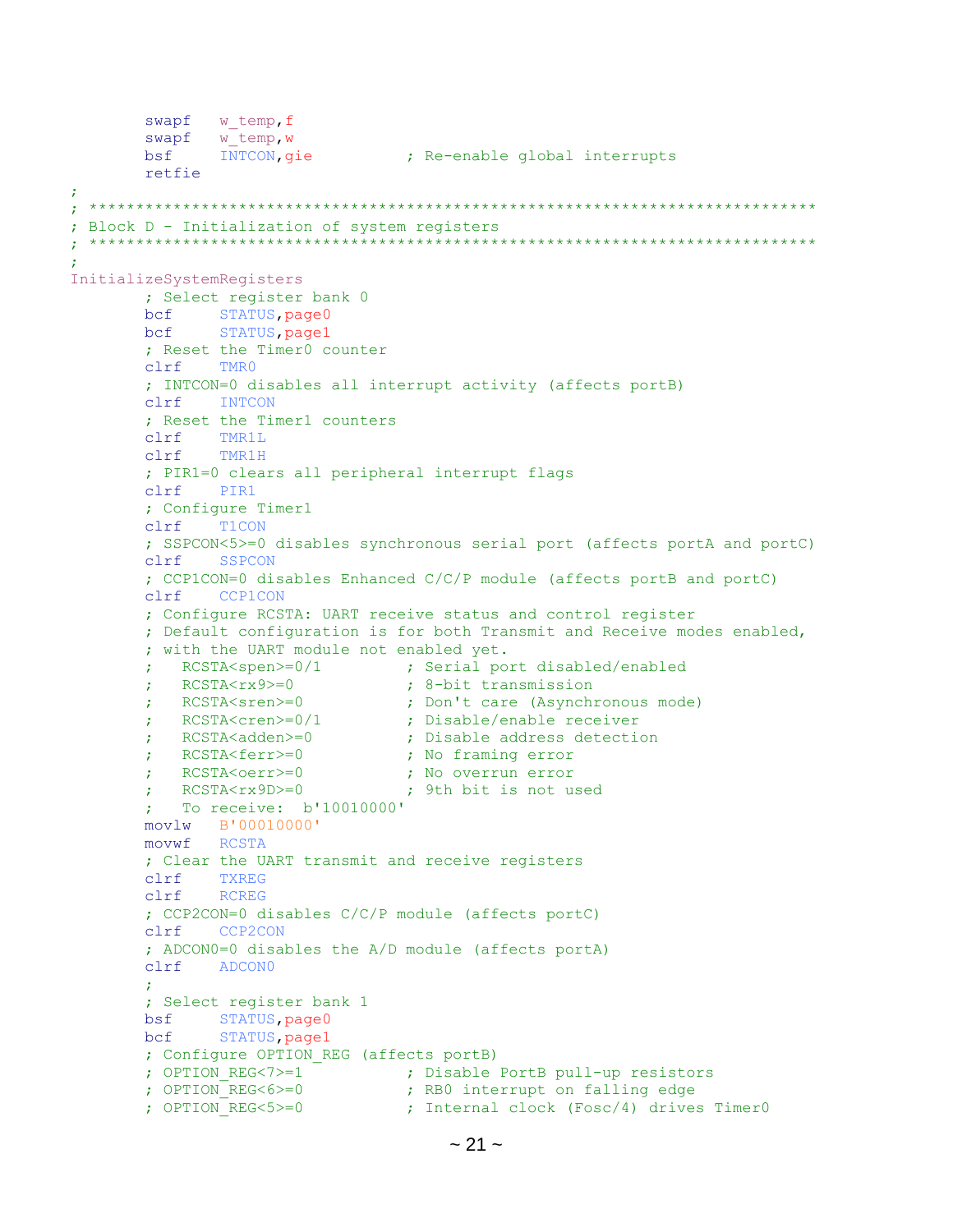```
        swapf   w_temp,f
        swapf   w_temp,w
        bsf     INTCON,gie          ; Re-enable global interrupts
        retfie
;
; ****************************************************************************
; Block D - Initialization of system registers
; ****************************************************************************
;
InitializeSystemRegisters
        ; Select register bank 0
        bcf     STATUS,page0
        bcf     STATUS,page1
        ; Reset the Timer0 counter
        clrf    TMR0
        ; INTCON=0 disables all interrupt activity (affects portB)
        clrf    INTCON
        ; Reset the Timer1 counters
        clrf    TMR1L
        clrf    TMR1H
        ; PIR1=0 clears all peripheral interrupt flags
        clrf    PIR1
        ; Configure Timer1
        clrf    T1CON
        ; SSPCON<5>=0 disables synchronous serial port (affects portA and portC)
        clrf    SSPCON
        ; CCP1CON=0 disables Enhanced C/C/P module (affects portB and portC)
        clrf    CCP1CON
        ; Configure RCSTA: UART receive status and control register
        ; Default configuration is for both Transmit and Receive modes enabled,
        ; with the UART module not enabled yet.
        ;   RCSTA<spen>=0/1         ; Serial port disabled/enabled
        ;   RCSTA<rx9>=0            ; 8-bit transmission
        ;   RCSTA<sren>=0           ; Don't care (Asynchronous mode)
        ;   RCSTA<cren>=0/1         ; Disable/enable receiver
        ;   RCSTA<adden>=0          ; Disable address detection
        ;   RCSTA<ferr>=0           ; No framing error
        ;   RCSTA<oerr>=0           ; No overrun error
        ;   RCSTA<rx9D>=0           ; 9th bit is not used
        ;   To receive:  b'10010000'
        movlw   B'00010000'
        movwf   RCSTA
        ; Clear the UART transmit and receive registers
        clrf    TXREG
        clrf    RCREG
        ; CCP2CON=0 disables C/C/P module (affects portC)
        clrf    CCP2CON
        ; ADCON0=0 disables the A/D module (affects portA)
        clrf    ADCON0
        ;
        ; Select register bank 1
        bsf     STATUS,page0
        bcf     STATUS,page1
        ; Configure OPTION_REG (affects portB)
        ; OPTION_REG<7>=1           ; Disable PortB pull-up resistors
        ; OPTION_REG<6>=0           ; RB0 interrupt on falling edge
        ; OPTION_REG<5>=0           ; Internal clock (Fosc/4) drives Timer0
```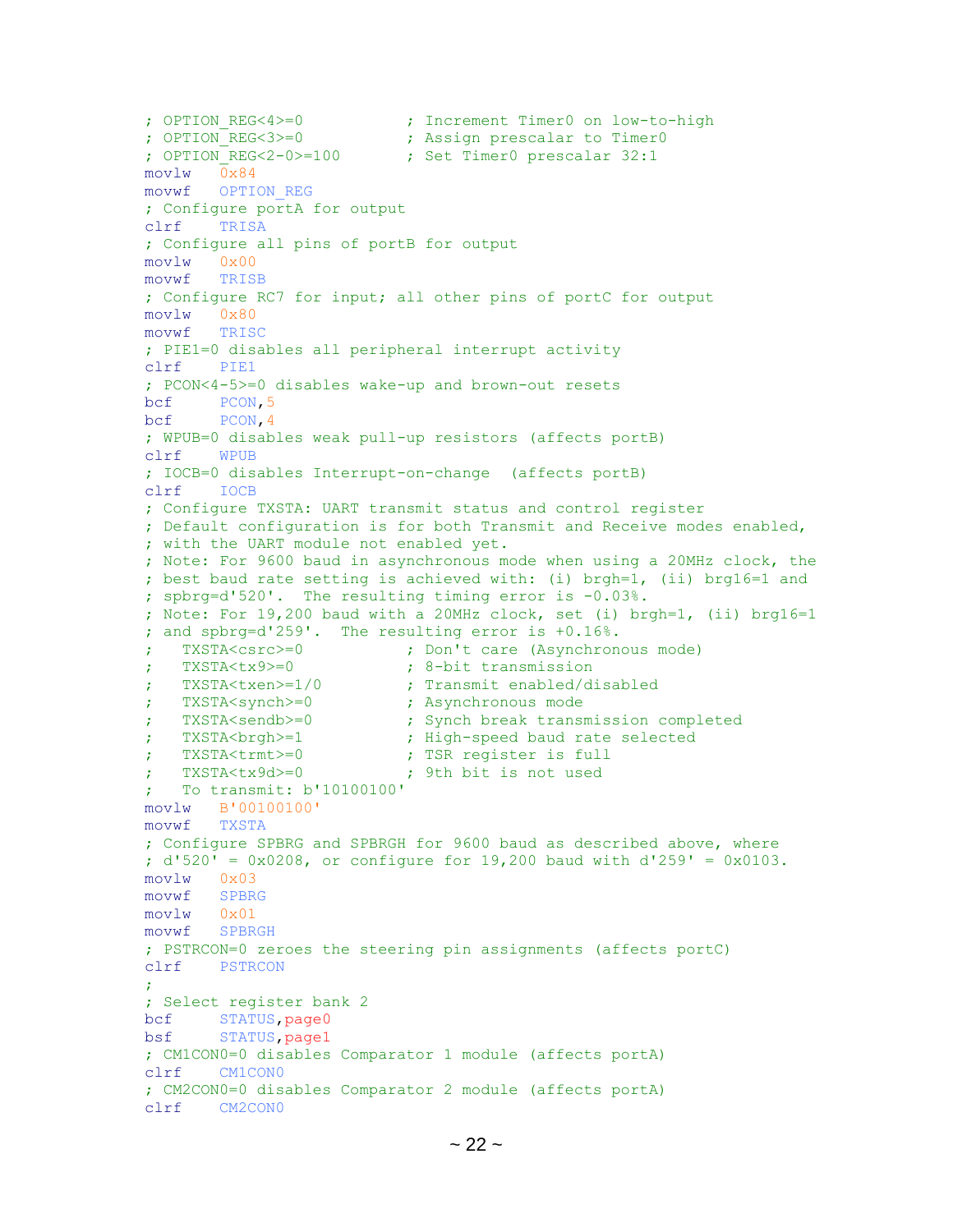```
; OPTION_REG<4>=0           ; Increment Timer0 on low-to-high
; OPTION_REG<3>=0           ; Assign prescalar to Timer0
; OPTION_REG<2-0>=100       ; Set Timer0 prescalar 32:1
movlw   0x84
movwf   OPTION_REG
; Configure portA for output
clrf    TRISA
; Configure all pins of portB for output
movlw   0x00
movwf   TRISB
; Configure RC7 for input; all other pins of portC for output
movlw   0x80
movwf   TRISC
; PIE1=0 disables all peripheral interrupt activity
clrf    PIE1
; PCON<4-5>=0 disables wake-up and brown-out resets
bcf     PCON,5
bcf     PCON,4
; WPUB=0 disables weak pull-up resistors (affects portB)
clrf    WPUB
; IOCB=0 disables Interrupt-on-change  (affects portB)
clrf    IOCB
; Configure TXSTA: UART transmit status and control register
; Default configuration is for both Transmit and Receive modes enabled,
; with the UART module not enabled yet.
; Note: For 9600 baud in asynchronous mode when using a 20MHz clock, the
; best baud rate setting is achieved with: (i) brgh=1, (ii) brg16=1 and
; spbrg=d'520'.  The resulting timing error is -0.03%.
; Note: For 19,200 baud with a 20MHz clock, set (i) brgh=1, (ii) brg16=1
; and spbrg=d'259'.  The resulting error is +0.16%.
;   TXSTA<csrc>=0           ; Don't care (Asynchronous mode)
;   TXSTA<tx9>=0            ; 8-bit transmission
;   TXSTA<txen>=1/0         ; Transmit enabled/disabled
;   TXSTA<synch>=0          ; Asynchronous mode
;   TXSTA<sendb>=0          ; Synch break transmission completed
;   TXSTA<brgh>=1           ; High-speed baud rate selected
;   TXSTA<trmt>=0           ; TSR register is full
;   TXSTA<tx9d>=0           ; 9th bit is not used
;   To transmit: b'10100100'
movlw   B'00100100'
movwf   TXSTA
; Configure SPBRG and SPBRGH for 9600 baud as described above, where
; d'520' = 0x0208, or configure for 19,200 baud with d'259' = 0x0103.
movlw   0x03
movwf   SPBRG
movlw   0x01
movwf   SPBRGH
; PSTRCON=0 zeroes the steering pin assignments (affects portC)
clrf    PSTRCON
;
; Select register bank 2
bcf     STATUS,page0
bsf     STATUS,page1
; CM1CON0=0 disables Comparator 1 module (affects portA)
clrf    CM1CON0
; CM2CON0=0 disables Comparator 2 module (affects portA)
clrf    CM2CON0
```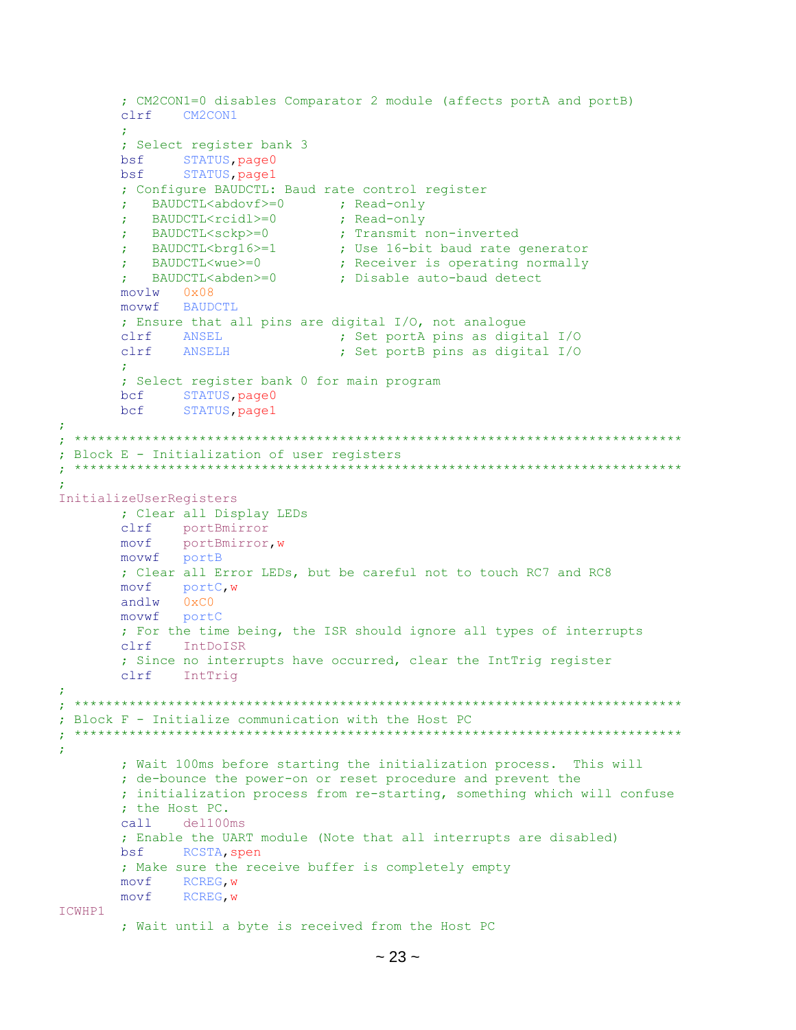```
        ; CM2CON1=0 disables Comparator 2 module (affects portA and portB)
        clrf    CM2CON1
        ;
        ; Select register bank 3
        bsf     STATUS,page0
        bsf     STATUS,page1
        ; Configure BAUDCTL: Baud rate control register
        ;   BAUDCTL<abdovf>=0       ; Read-only
        ;   BAUDCTL<rcidl>=0        ; Read-only
        ;   BAUDCTL<sckp>=0         ; Transmit non-inverted
        ;   BAUDCTL<brg16>=1        ; Use 16-bit baud rate generator
        ;   BAUDCTL<wue>=0          ; Receiver is operating normally
        ;   BAUDCTL<abden>=0        ; Disable auto-baud detect
        movlw   0x08
        movwf   BAUDCTL
        ; Ensure that all pins are digital I/O, not analogue
        clrf    ANSEL               ; Set portA pins as digital I/O
        clrf    ANSELH              ; Set portB pins as digital I/O
        ;
        ; Select register bank 0 for main program
        bcf     STATUS,page0
        bcf     STATUS,page1
;
; ****************************************************************************
; Block E - Initialization of user registers
; ****************************************************************************
;
InitializeUserRegisters
        ; Clear all Display LEDs
        clrf    portBmirror
        movf    portBmirror,w
        movwf   portB
        ; Clear all Error LEDs, but be careful not to touch RC7 and RC8
        movf    portC,w
        andlw   0xC0
        movwf   portC
        ; For the time being, the ISR should ignore all types of interrupts
        clrf    IntDoISR
        ; Since no interrupts have occurred, clear the IntTrig register
        clrf    IntTrig
;
; ****************************************************************************
; Block F - Initialize communication with the Host PC
; ****************************************************************************
;
        ; Wait 100ms before starting the initialization process.  This will
        ; de-bounce the power-on or reset procedure and prevent the
        ; initialization process from re-starting, something which will confuse
        ; the Host PC.
        call    del100ms
        ; Enable the UART module (Note that all interrupts are disabled)
        bsf     RCSTA,spen
        ; Make sure the receive buffer is completely empty
        movf    RCREG,w
        movf    RCREG,w
ICWHP1
        ; Wait until a byte is received from the Host PC
```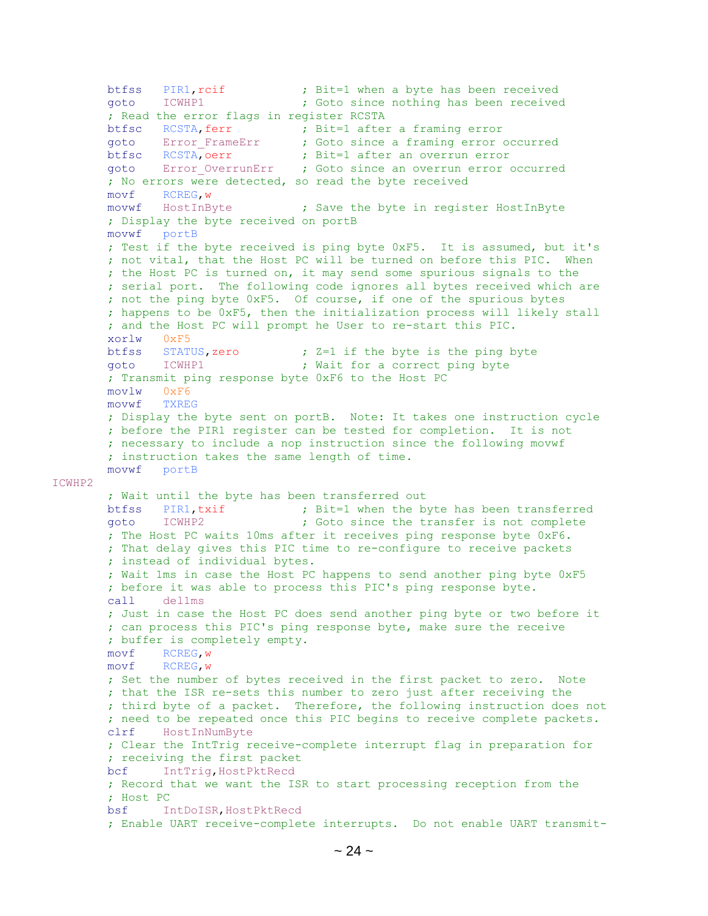```
        btfss   PIR1,rcif           ; Bit=1 when a byte has been received
        goto    ICWHP1              ; Goto since nothing has been received
        ; Read the error flags in register RCSTA
        btfsc   RCSTA,ferr          ; Bit=1 after a framing error
        goto    Error_FrameErr      ; Goto since a framing error occurred
        btfsc   RCSTA,oerr          ; Bit=1 after an overrun error
        goto    Error_OverrunErr    ; Goto since an overrun error occurred
        ; No errors were detected, so read the byte received
        movf    RCREG,w
        movwf   HostInByte          ; Save the byte in register HostInByte
        ; Display the byte received on portB
        movwf   portB
        ; Test if the byte received is ping byte 0xF5.  It is assumed, but it's
        ; not vital, that the Host PC will be turned on before this PIC.  When
        ; the Host PC is turned on, it may send some spurious signals to the
        ; serial port.  The following code ignores all bytes received which are
        ; not the ping byte 0xF5.  Of course, if one of the spurious bytes
        ; happens to be 0xF5, then the initialization process will likely stall
        ; and the Host PC will prompt he User to re-start this PIC.
        xorlw   0xF5
        btfss   STATUS,zero         ; Z=1 if the byte is the ping byte
        goto    ICWHP1              ; Wait for a correct ping byte
        ; Transmit ping response byte 0xF6 to the Host PC
        movlw   0xF6
        movwf   TXREG
        ; Display the byte sent on portB.  Note: It takes one instruction cycle
        ; before the PIR1 register can be tested for completion.  It is not
        ; necessary to include a nop instruction since the following movwf
        ; instruction takes the same length of time.
        movwf   portB
ICWHP2
        ; Wait until the byte has been transferred out
        btfss   PIR1,txif           ; Bit=1 when the byte has been transferred
        goto    ICWHP2              ; Goto since the transfer is not complete
        ; The Host PC waits 10ms after it receives ping response byte 0xF6.
        ; That delay gives this PIC time to re-configure to receive packets
        ; instead of individual bytes.
        ; Wait 1ms in case the Host PC happens to send another ping byte 0xF5
        ; before it was able to process this PIC's ping response byte.
        call    del1ms
        ; Just in case the Host PC does send another ping byte or two before it
        ; can process this PIC's ping response byte, make sure the receive
        ; buffer is completely empty.
        movf    RCREG,w
        movf    RCREG,w
        ; Set the number of bytes received in the first packet to zero.  Note
        ; that the ISR re-sets this number to zero just after receiving the
        ; third byte of a packet.  Therefore, the following instruction does not
        ; need to be repeated once this PIC begins to receive complete packets.
        clrf    HostInNumByte
        ; Clear the IntTrig receive-complete interrupt flag in preparation for
        ; receiving the first packet
        bcf     IntTrig,HostPktRecd
        ; Record that we want the ISR to start processing reception from the
        ; Host PC
        bsf     IntDoISR,HostPktRecd
        ; Enable UART receive-complete interrupts.  Do not enable UART transmit-
```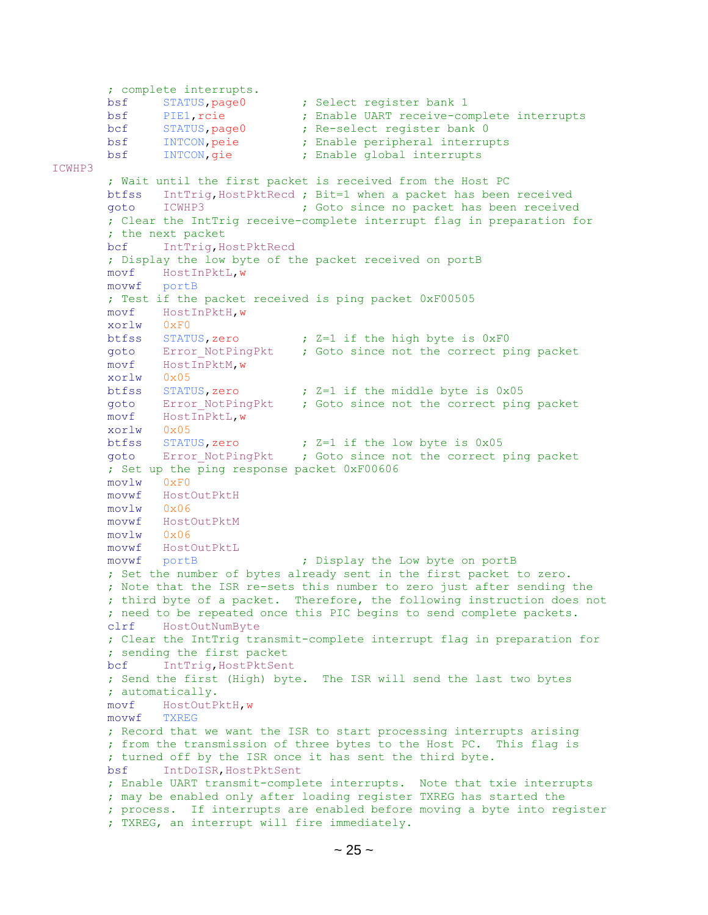```
        ; complete interrupts.
        bsf     STATUS,page0        ; Select register bank 1
        bsf     PIE1,rcie           ; Enable UART receive-complete interrupts
        bcf     STATUS,page0        ; Re-select register bank 0
        bsf     INTCON,peie         ; Enable peripheral interrupts
        bsf     INTCON,gie          ; Enable global interrupts
ICWHP3
        ; Wait until the first packet is received from the Host PC
        btfss   IntTrig,HostPktRecd ; Bit=1 when a packet has been received
        goto    ICWHP3              ; Goto since no packet has been received
        ; Clear the IntTrig receive-complete interrupt flag in preparation for
        ; the next packet
        bcf     IntTrig,HostPktRecd
        ; Display the low byte of the packet received on portB
        movf    HostInPktL,w
        movwf   portB
        ; Test if the packet received is ping packet 0xF00505
        movf    HostInPktH,w
        xorlw   0xF0
        btfss   STATUS,zero         ; Z=1 if the high byte is 0xF0
        goto    Error_NotPingPkt    ; Goto since not the correct ping packet
        movf    HostInPktM,w
        xorlw   0x05
        btfss   STATUS,zero         ; Z=1 if the middle byte is 0x05
        goto    Error_NotPingPkt    ; Goto since not the correct ping packet
        movf    HostInPktL,w
        xorlw   0x05
        btfss   STATUS,zero         ; Z=1 if the low byte is 0x05
        goto    Error_NotPingPkt    ; Goto since not the correct ping packet
        ; Set up the ping response packet 0xF00606
        movlw   0xF0
        movwf   HostOutPktH
        movlw   0x06
        movwf   HostOutPktM
        movlw   0x06
        movwf   HostOutPktL
        movwf   portB               ; Display the Low byte on portB
        ; Set the number of bytes already sent in the first packet to zero.
        ; Note that the ISR re-sets this number to zero just after sending the
        ; third byte of a packet.  Therefore, the following instruction does not
        ; need to be repeated once this PIC begins to send complete packets.
        clrf    HostOutNumByte
        ; Clear the IntTrig transmit-complete interrupt flag in preparation for
        ; sending the first packet
        bcf     IntTrig,HostPktSent
        ; Send the first (High) byte.  The ISR will send the last two bytes
        ; automatically.
        movf    HostOutPktH,w
        movwf   TXREG
        ; Record that we want the ISR to start processing interrupts arising
        ; from the transmission of three bytes to the Host PC.  This flag is
        ; turned off by the ISR once it has sent the third byte.
        bsf     IntDoISR,HostPktSent
        ; Enable UART transmit-complete interrupts.  Note that txie interrupts
        ; may be enabled only after loading register TXREG has started the
        ; process.  If interrupts are enabled before moving a byte into register
        ; TXREG, an interrupt will fire immediately.
```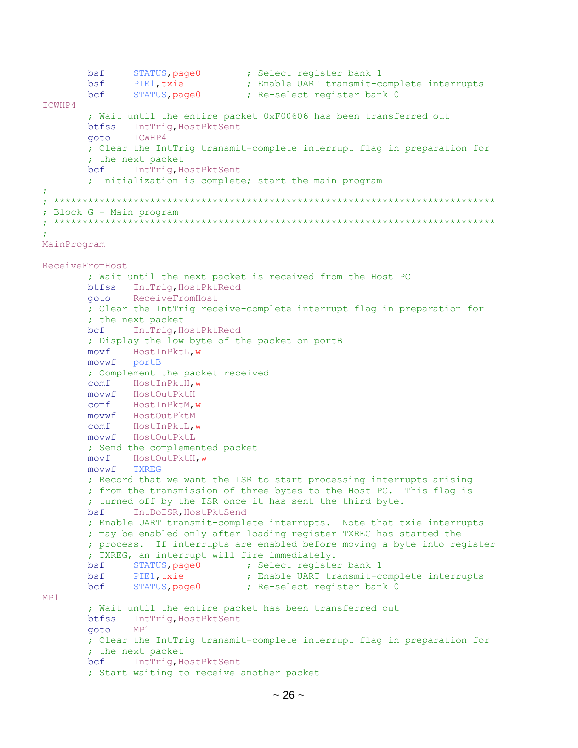```
        bsf     STATUS,page0        ; Select register bank 1
        bsf     PIE1,txie           ; Enable UART transmit-complete interrupts
        bcf     STATUS,page0        ; Re-select register bank 0
ICWHP4
        ; Wait until the entire packet 0xF00606 has been transferred out
        btfss   IntTrig,HostPktSent
        goto    ICWHP4
        ; Clear the IntTrig transmit-complete interrupt flag in preparation for
        ; the next packet
        bcf     IntTrig,HostPktSent
        ; Initialization is complete; start the main program
;
; ******************************************************************************
; Block G - Main program
; ******************************************************************************
;
MainProgram

ReceiveFromHost
        ; Wait until the next packet is received from the Host PC
        btfss   IntTrig,HostPktRecd
        goto    ReceiveFromHost
        ; Clear the IntTrig receive-complete interrupt flag in preparation for
        ; the next packet
        bcf     IntTrig,HostPktRecd
        ; Display the low byte of the packet on portB
        movf    HostInPktL,w
        movwf   portB
        ; Complement the packet received
        comf    HostInPktH,w
        movwf   HostOutPktH
        comf    HostInPktM,w
        movwf   HostOutPktM
        comf    HostInPktL,w
        movwf   HostOutPktL
        ; Send the complemented packet
        movf    HostOutPktH,w
        movwf   TXREG
        ; Record that we want the ISR to start processing interrupts arising
        ; from the transmission of three bytes to the Host PC.  This flag is
        ; turned off by the ISR once it has sent the third byte.
        bsf     IntDoISR,HostPktSend
        ; Enable UART transmit-complete interrupts.  Note that txie interrupts
        ; may be enabled only after loading register TXREG has started the
        ; process.  If interrupts are enabled before moving a byte into register
        ; TXREG, an interrupt will fire immediately.
        bsf     STATUS,page0        ; Select register bank 1
        bsf     PIE1,txie           ; Enable UART transmit-complete interrupts
        bcf     STATUS,page0        ; Re-select register bank 0
MP1
        ; Wait until the entire packet has been transferred out
        btfss   IntTrig,HostPktSent
        goto    MP1
        ; Clear the IntTrig transmit-complete interrupt flag in preparation for
        ; the next packet
        bcf     IntTrig,HostPktSent
        ; Start waiting to receive another packet
```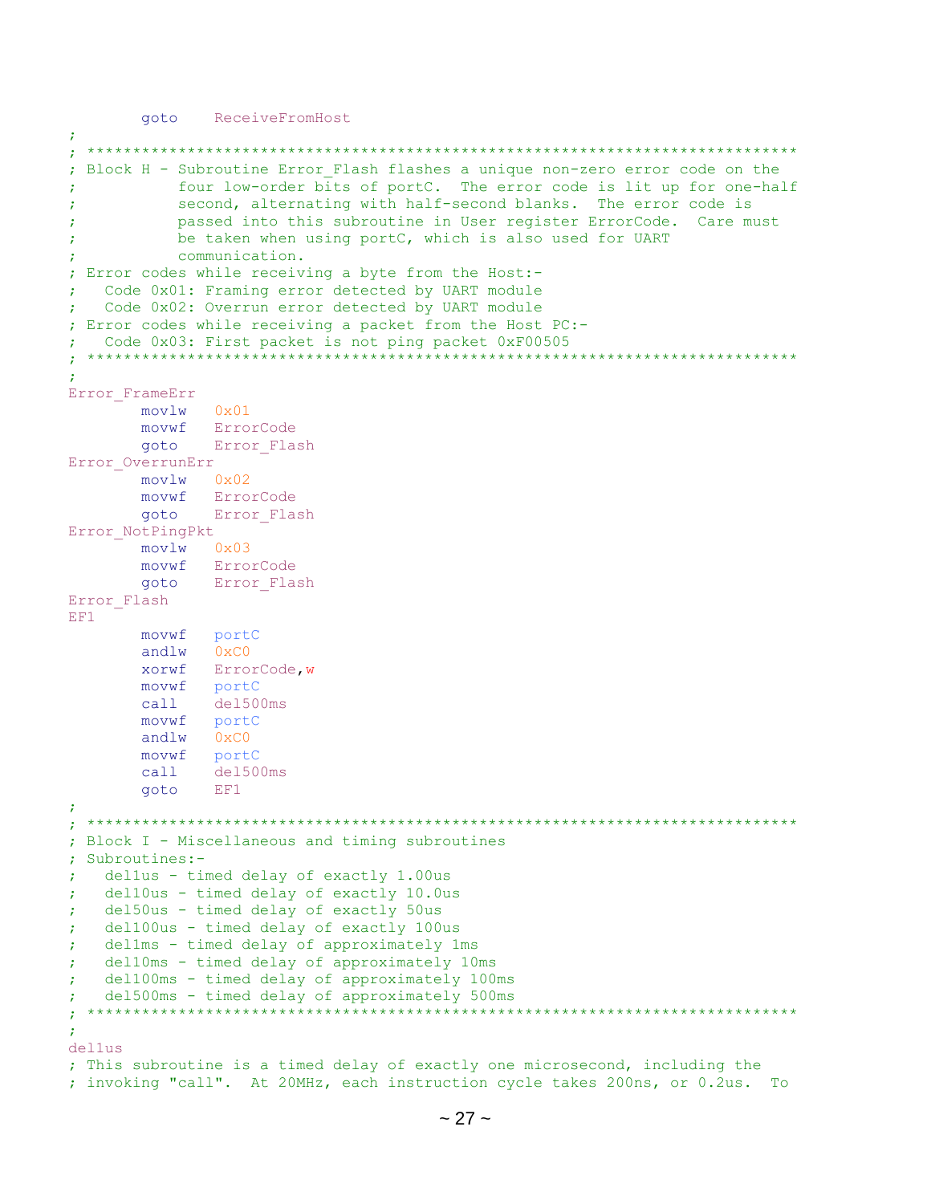```
        goto    ReceiveFromHost
;
; ******************************************************************************
; Block H - Subroutine Error_Flash flashes a unique non-zero error code on the
;           four low-order bits of portC.  The error code is lit up for one-half
;           second, alternating with half-second blanks.  The error code is
;           passed into this subroutine in User register ErrorCode.  Care must
;           be taken when using portC, which is also used for UART
;           communication.
; Error codes while receiving a byte from the Host:-
;   Code 0x01: Framing error detected by UART module
;   Code 0x02: Overrun error detected by UART module
; Error codes while receiving a packet from the Host PC:-
;   Code 0x03: First packet is not ping packet 0xF00505
; ******************************************************************************
;
Error_FrameErr
        movlw   0x01
        movwf   ErrorCode
        goto    Error_Flash
Error_OverrunErr
        movlw   0x02
        movwf   ErrorCode
        goto    Error_Flash
Error_NotPingPkt
        movlw   0x03
        movwf   ErrorCode
        goto    Error_Flash
Error_Flash
EF1
        movwf   portC
        andlw   0xC0
        xorwf   ErrorCode,w
        movwf   portC
        call    del500ms
        movwf   portC
        andlw   0xC0
        movwf   portC
        call    del500ms
        goto    EF1
;
; ******************************************************************************
; Block I - Miscellaneous and timing subroutines
; Subroutines:-
;   del1us - timed delay of exactly 1.00us
;   del10us - timed delay of exactly 10.0us
;   del50us - timed delay of exactly 50us
;   del100us - timed delay of exactly 100us
;   del1ms - timed delay of approximately 1ms
;   del10ms - timed delay of approximately 10ms
;   del100ms - timed delay of approximately 100ms
;   del500ms - timed delay of approximately 500ms
; ******************************************************************************
;
del1us
; This subroutine is a timed delay of exactly one microsecond, including the
; invoking "call".  At 20MHz, each instruction cycle takes 200ns, or 0.2us.  To
```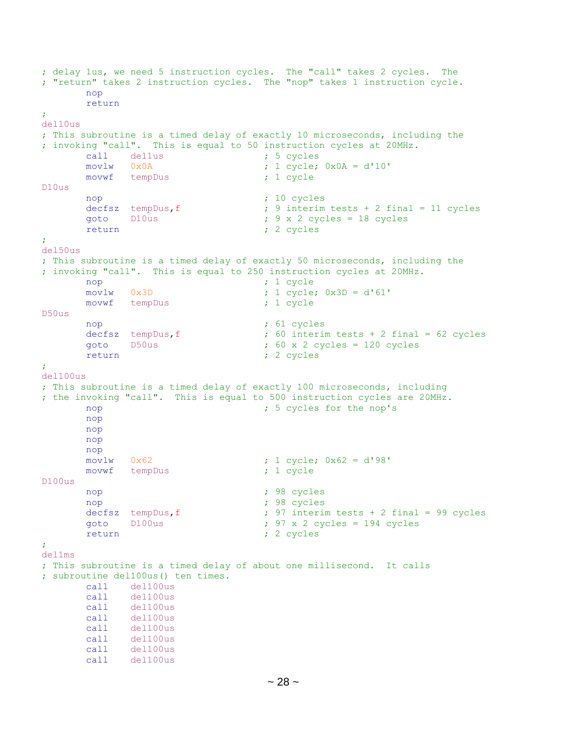```
; delay 1us, we need 5 instruction cycles.  The "call" takes 2 cycles.  The
; "return" takes 2 instruction cycles.  The "nop" takes 1 instruction cycle.
        nop
        return
;
del10us
; This subroutine is a timed delay of exactly 10 microseconds, including the
; invoking "call".  This is equal to 50 instruction cycles at 20MHz.
        call    del1us                  ; 5 cycles
        movlw   0x0A                    ; 1 cycle; 0x0A = d'10'
        movwf   tempDus                 ; 1 cycle
D10us
        nop                             ; 10 cycles
        decfsz  tempDus,f               ; 9 interim tests + 2 final = 11 cycles
        goto    D10us                   ; 9 x 2 cycles = 18 cycles
        return                          ; 2 cycles
;
del50us
; This subroutine is a timed delay of exactly 50 microseconds, including the
; invoking "call".  This is equal to 250 instruction cycles at 20MHz.
        nop                             ; 1 cycle
        movlw   0x3D                    ; 1 cycle; 0x3D = d'61'
        movwf   tempDus                 ; 1 cycle
D50us
        nop                             ; 61 cycles
        decfsz  tempDus,f               ; 60 interim tests + 2 final = 62 cycles
        goto    D50us                   ; 60 x 2 cycles = 120 cycles
        return                          ; 2 cycles
;
del100us
; This subroutine is a timed delay of exactly 100 microseconds, including
; the invoking "call".  This is equal to 500 instruction cycles are 20MHz.
        nop                             ; 5 cycles for the nop's
        nop
        nop
        nop
        nop
        movlw   0x62                    ; 1 cycle; 0x62 = d'98'
        movwf   tempDus                 ; 1 cycle
D100us
        nop                             ; 98 cycles
        nop                             ; 98 cycles
        decfsz  tempDus,f               ; 97 interim tests + 2 final = 99 cycles
        goto    D100us                  ; 97 x 2 cycles = 194 cycles
        return                          ; 2 cycles
;
del1ms
; This subroutine is a timed delay of about one millisecond.  It calls
; subroutine del100us() ten times.
        call    del100us
        call    del100us
        call    del100us
        call    del100us
        call    del100us
        call    del100us
        call    del100us
        call    del100us
```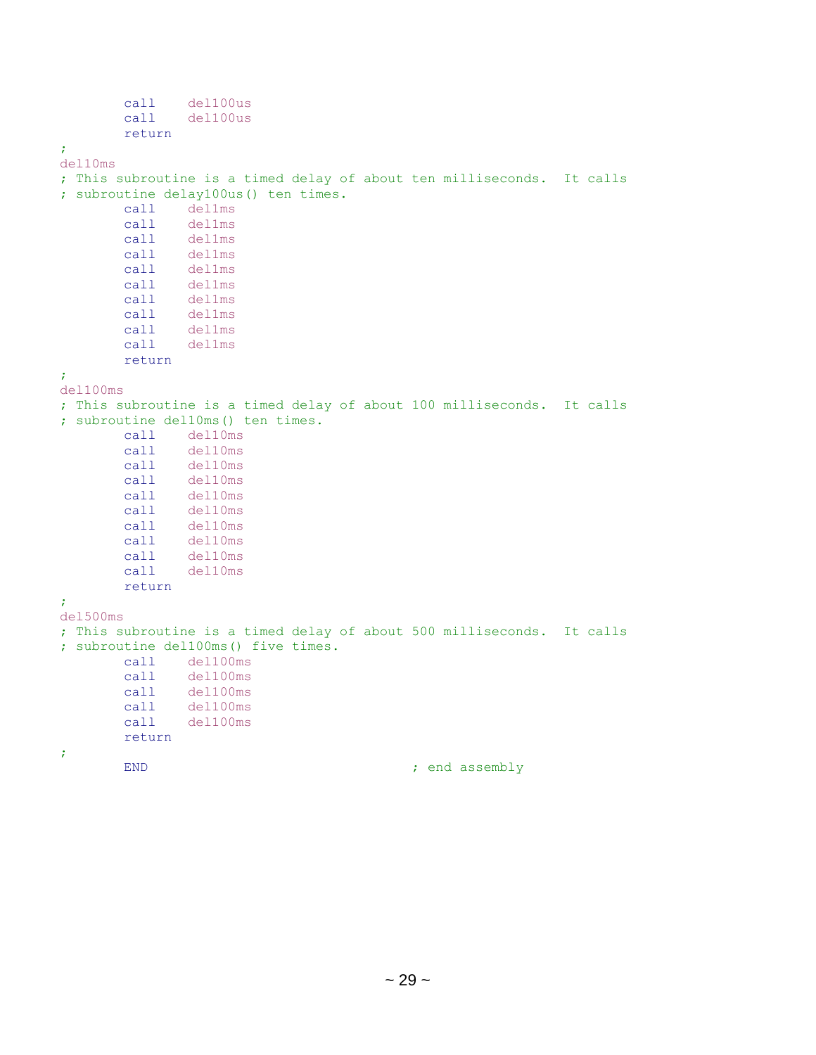```
        call    del100us
        call    del100us
        return
;
del10ms
; This subroutine is a timed delay of about ten milliseconds.  It calls
; subroutine delay100us() ten times.
        call    del1ms
        call    del1ms
        call    del1ms
        call    del1ms
        call    del1ms
        call    del1ms
        call    del1ms
        call    del1ms
        call    del1ms
        call    del1ms
        return
;
del100ms
; This subroutine is a timed delay of about 100 milliseconds.  It calls
; subroutine del10ms() ten times.
        call    del10ms
        call    del10ms
        call    del10ms
        call    del10ms
        call    del10ms
        call    del10ms
        call    del10ms
        call    del10ms
        call    del10ms
        call    del10ms
        return
;
del500ms
; This subroutine is a timed delay of about 500 milliseconds.  It calls
; subroutine del100ms() five times.
        call    del100ms
        call    del100ms
        call    del100ms
        call    del100ms
        call    del100ms
        return
;
        END                                 ; end assembly
```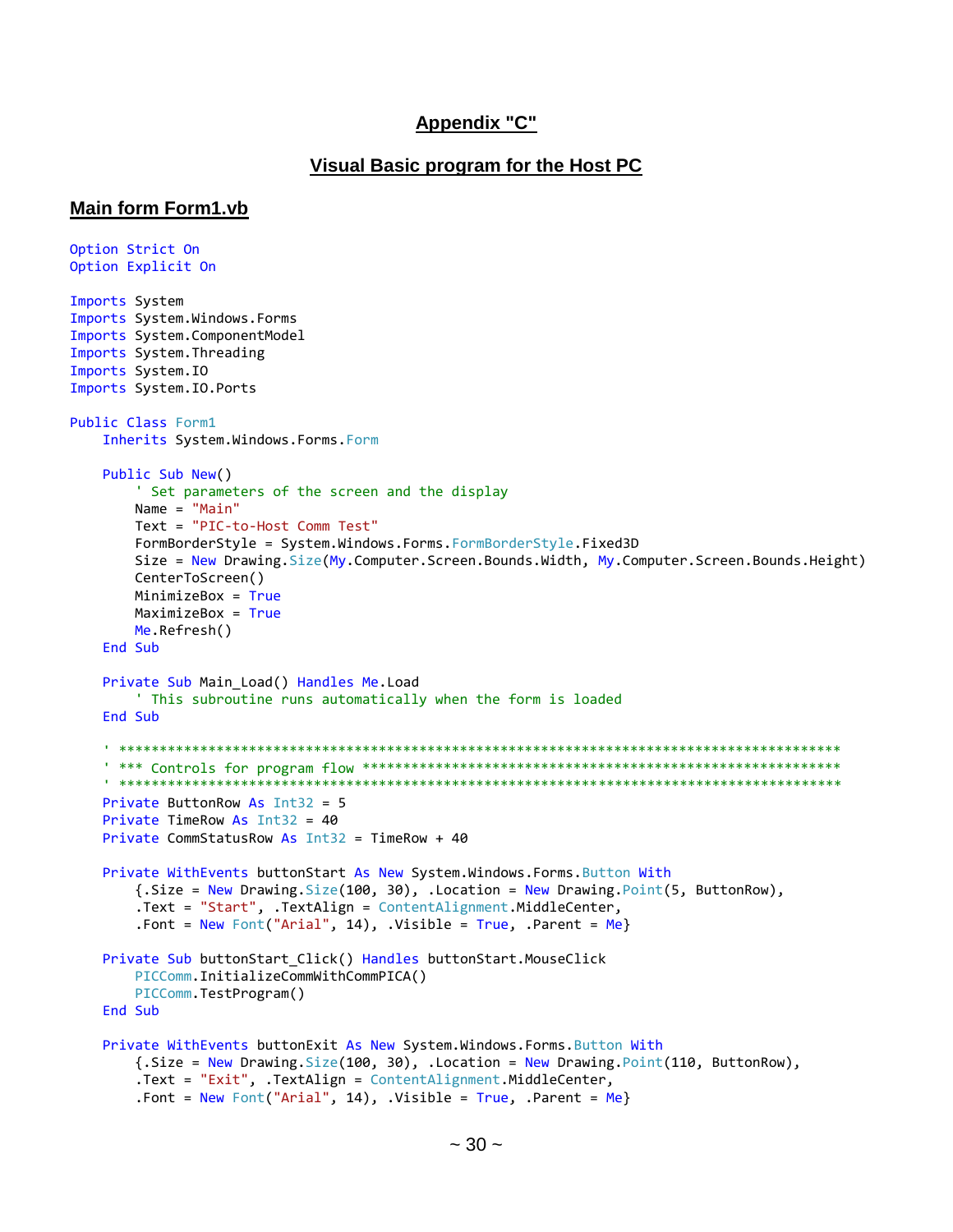# Appendix "C"

## Visual Basic program for the Host PC

### Main form Form1.vb

```
Option Strict On
Option Explicit On

Imports System
Imports System.Windows.Forms
Imports System.ComponentModel
Imports System.Threading
Imports System.IO
Imports System.IO.Ports

Public Class Form1
    Inherits System.Windows.Forms.Form

    Public Sub New()
        ' Set parameters of the screen and the display
        Name = "Main"
        Text = "PIC-to-Host Comm Test"
        FormBorderStyle = System.Windows.Forms.FormBorderStyle.Fixed3D
        Size = New Drawing.Size(My.Computer.Screen.Bounds.Width, My.Computer.Screen.Bounds.Height)
        CenterToScreen()
        MinimizeBox = True
        MaximizeBox = True
        Me.Refresh()
    End Sub

    Private Sub Main_Load() Handles Me.Load
        ' This subroutine runs automatically when the form is loaded
    End Sub

    ' ******************************************************************************************
    ' *** Controls for program flow ************************************************************
    ' ******************************************************************************************
    Private ButtonRow As Int32 = 5
    Private TimeRow As Int32 = 40
    Private CommStatusRow As Int32 = TimeRow + 40

    Private WithEvents buttonStart As New System.Windows.Forms.Button With
        {.Size = New Drawing.Size(100, 30), .Location = New Drawing.Point(5, ButtonRow),
        .Text = "Start", .TextAlign = ContentAlignment.MiddleCenter,
        .Font = New Font("Arial", 14), .Visible = True, .Parent = Me}

    Private Sub buttonStart_Click() Handles buttonStart.MouseClick
        PICComm.InitializeCommWithCommPICA()
        PICComm.TestProgram()
    End Sub

    Private WithEvents buttonExit As New System.Windows.Forms.Button With
        {.Size = New Drawing.Size(100, 30), .Location = New Drawing.Point(110, ButtonRow),
        .Text = "Exit", .TextAlign = ContentAlignment.MiddleCenter,
        .Font = New Font("Arial", 14), .Visible = True, .Parent = Me}
```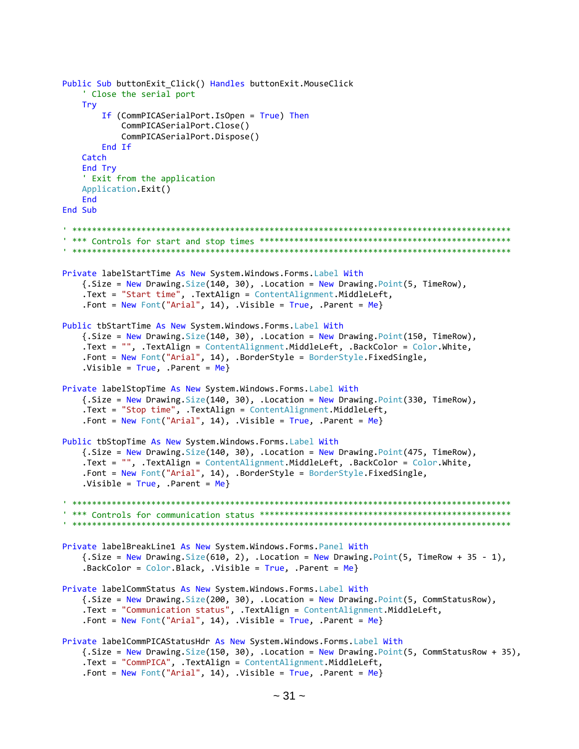```
Public Sub buttonExit_Click() Handles buttonExit.MouseClick
    ' Close the serial port
    Try
        If (CommPICASerialPort.IsOpen = True) Then
            CommPICASerialPort.Close()
            CommPICASerialPort.Dispose()
        End If
    Catch
    End Try
    ' Exit from the application
    Application.Exit()
    End
End Sub

' *******************************************************************************************
' *** Controls for start and stop times *****************************************************
' *******************************************************************************************

Private labelStartTime As New System.Windows.Forms.Label With
    {.Size = New Drawing.Size(140, 30), .Location = New Drawing.Point(5, TimeRow),
    .Text = "Start time", .TextAlign = ContentAlignment.MiddleLeft,
    .Font = New Font("Arial", 14), .Visible = True, .Parent = Me}

Public tbStartTime As New System.Windows.Forms.Label With
    {.Size = New Drawing.Size(140, 30), .Location = New Drawing.Point(150, TimeRow),
    .Text = "", .TextAlign = ContentAlignment.MiddleLeft, .BackColor = Color.White,
    .Font = New Font("Arial", 14), .BorderStyle = BorderStyle.FixedSingle,
    .Visible = True, .Parent = Me}

Private labelStopTime As New System.Windows.Forms.Label With
    {.Size = New Drawing.Size(140, 30), .Location = New Drawing.Point(330, TimeRow),
    .Text = "Stop time", .TextAlign = ContentAlignment.MiddleLeft,
    .Font = New Font("Arial", 14), .Visible = True, .Parent = Me}

Public tbStopTime As New System.Windows.Forms.Label With
    {.Size = New Drawing.Size(140, 30), .Location = New Drawing.Point(475, TimeRow),
    .Text = "", .TextAlign = ContentAlignment.MiddleLeft, .BackColor = Color.White,
    .Font = New Font("Arial", 14), .BorderStyle = BorderStyle.FixedSingle,
    .Visible = True, .Parent = Me}

' *******************************************************************************************
' *** Controls for communication status *****************************************************
' *******************************************************************************************

Private labelBreakLine1 As New System.Windows.Forms.Panel With
    {.Size = New Drawing.Size(610, 2), .Location = New Drawing.Point(5, TimeRow + 35 - 1),
    .BackColor = Color.Black, .Visible = True, .Parent = Me}

Private labelCommStatus As New System.Windows.Forms.Label With
    {.Size = New Drawing.Size(200, 30), .Location = New Drawing.Point(5, CommStatusRow),
    .Text = "Communication status", .TextAlign = ContentAlignment.MiddleLeft,
    .Font = New Font("Arial", 14), .Visible = True, .Parent = Me}

Private labelCommPICAStatusHdr As New System.Windows.Forms.Label With
    {.Size = New Drawing.Size(150, 30), .Location = New Drawing.Point(5, CommStatusRow + 35),
    .Text = "CommPICA", .TextAlign = ContentAlignment.MiddleLeft,
    .Font = New Font("Arial", 14), .Visible = True, .Parent = Me}
```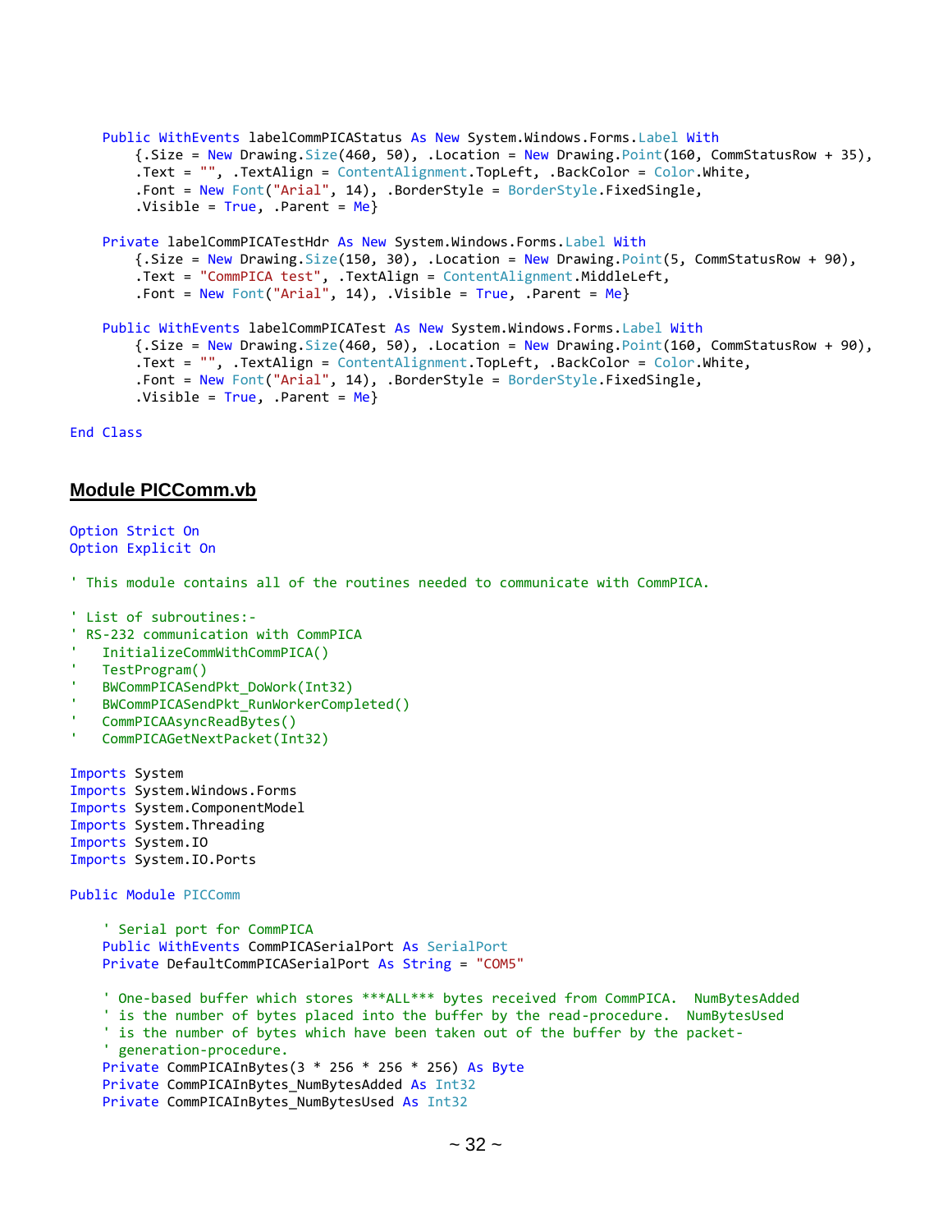```
    Public WithEvents labelCommPICAStatus As New System.Windows.Forms.Label With
        {.Size = New Drawing.Size(460, 50), .Location = New Drawing.Point(160, CommStatusRow + 35),
        .Text = "", .TextAlign = ContentAlignment.TopLeft, .BackColor = Color.White,
        .Font = New Font("Arial", 14), .BorderStyle = BorderStyle.FixedSingle,
        .Visible = True, .Parent = Me}

    Private labelCommPICATestHdr As New System.Windows.Forms.Label With
        {.Size = New Drawing.Size(150, 30), .Location = New Drawing.Point(5, CommStatusRow + 90),
        .Text = "CommPICA test", .TextAlign = ContentAlignment.MiddleLeft,
        .Font = New Font("Arial", 14), .Visible = True, .Parent = Me}

    Public WithEvents labelCommPICATest As New System.Windows.Forms.Label With
        {.Size = New Drawing.Size(460, 50), .Location = New Drawing.Point(160, CommStatusRow + 90),
        .Text = "", .TextAlign = ContentAlignment.TopLeft, .BackColor = Color.White,
        .Font = New Font("Arial", 14), .BorderStyle = BorderStyle.FixedSingle,
        .Visible = True, .Parent = Me}

End Class
```

## Module PICComm.vb

```
Option Strict On
Option Explicit On

' This module contains all of the routines needed to communicate with CommPICA.

' List of subroutines:-
' RS-232 communication with CommPICA
'   InitializeCommWithCommPICA()
'   TestProgram()
'   BWCommPICASendPkt_DoWork(Int32)
'   BWCommPICASendPkt_RunWorkerCompleted()
'   CommPICAAsyncReadBytes()
'   CommPICAGetNextPacket(Int32)

Imports System
Imports System.Windows.Forms
Imports System.ComponentModel
Imports System.Threading
Imports System.IO
Imports System.IO.Ports

Public Module PICComm

    ' Serial port for CommPICA
    Public WithEvents CommPICASerialPort As SerialPort
    Private DefaultCommPICASerialPort As String = "COM5"

    ' One-based buffer which stores ***ALL*** bytes received from CommPICA.  NumBytesAdded
    ' is the number of bytes placed into the buffer by the read-procedure.  NumBytesUsed
    ' is the number of bytes which have been taken out of the buffer by the packet-
    ' generation-procedure.
    Private CommPICAInBytes(3 * 256 * 256 * 256) As Byte
    Private CommPICAInBytes_NumBytesAdded As Int32
    Private CommPICAInBytes_NumBytesUsed As Int32
```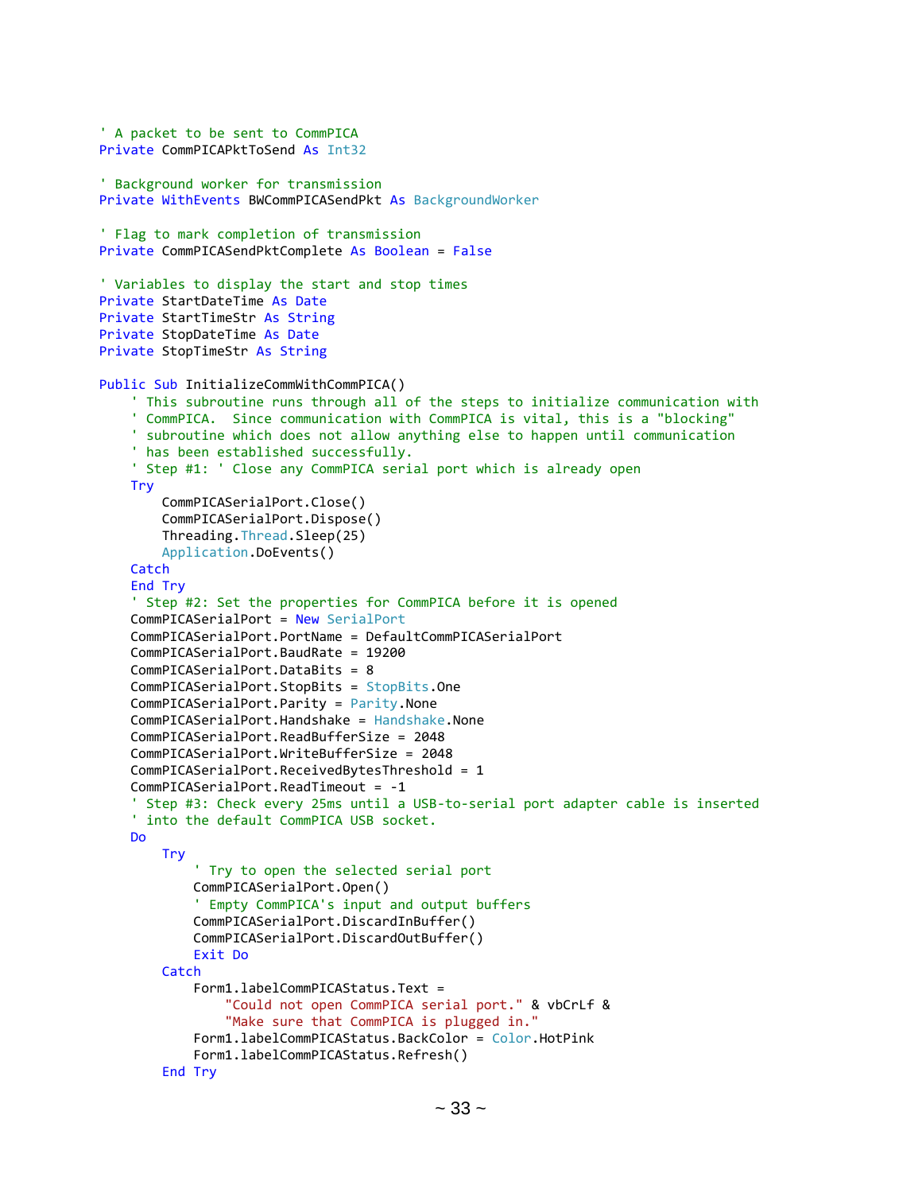```
' A packet to be sent to CommPICA
Private CommPICAPktToSend As Int32

' Background worker for transmission
Private WithEvents BWCommPICASendPkt As BackgroundWorker

' Flag to mark completion of transmission
Private CommPICASendPktComplete As Boolean = False

' Variables to display the start and stop times
Private StartDateTime As Date
Private StartTimeStr As String
Private StopDateTime As Date
Private StopTimeStr As String

Public Sub InitializeCommWithCommPICA()
    ' This subroutine runs through all of the steps to initialize communication with
    ' CommPICA.  Since communication with CommPICA is vital, this is a "blocking"
    ' subroutine which does not allow anything else to happen until communication
    ' has been established successfully.
    ' Step #1: ' Close any CommPICA serial port which is already open
    Try
        CommPICASerialPort.Close()
        CommPICASerialPort.Dispose()
        Threading.Thread.Sleep(25)
        Application.DoEvents()
    Catch
    End Try
    ' Step #2: Set the properties for CommPICA before it is opened
    CommPICASerialPort = New SerialPort
    CommPICASerialPort.PortName = DefaultCommPICASerialPort
    CommPICASerialPort.BaudRate = 19200
    CommPICASerialPort.DataBits = 8
    CommPICASerialPort.StopBits = StopBits.One
    CommPICASerialPort.Parity = Parity.None
    CommPICASerialPort.Handshake = Handshake.None
    CommPICASerialPort.ReadBufferSize = 2048
    CommPICASerialPort.WriteBufferSize = 2048
    CommPICASerialPort.ReceivedBytesThreshold = 1
    CommPICASerialPort.ReadTimeout = -1
    ' Step #3: Check every 25ms until a USB-to-serial port adapter cable is inserted
    ' into the default CommPICA USB socket.
    Do
        Try
            ' Try to open the selected serial port
            CommPICASerialPort.Open()
            ' Empty CommPICA's input and output buffers
            CommPICASerialPort.DiscardInBuffer()
            CommPICASerialPort.DiscardOutBuffer()
            Exit Do
        Catch
            Form1.labelCommPICAStatus.Text =
                "Could not open CommPICA serial port." & vbCrLf &
                "Make sure that CommPICA is plugged in."
            Form1.labelCommPICAStatus.BackColor = Color.HotPink
            Form1.labelCommPICAStatus.Refresh()
        End Try
```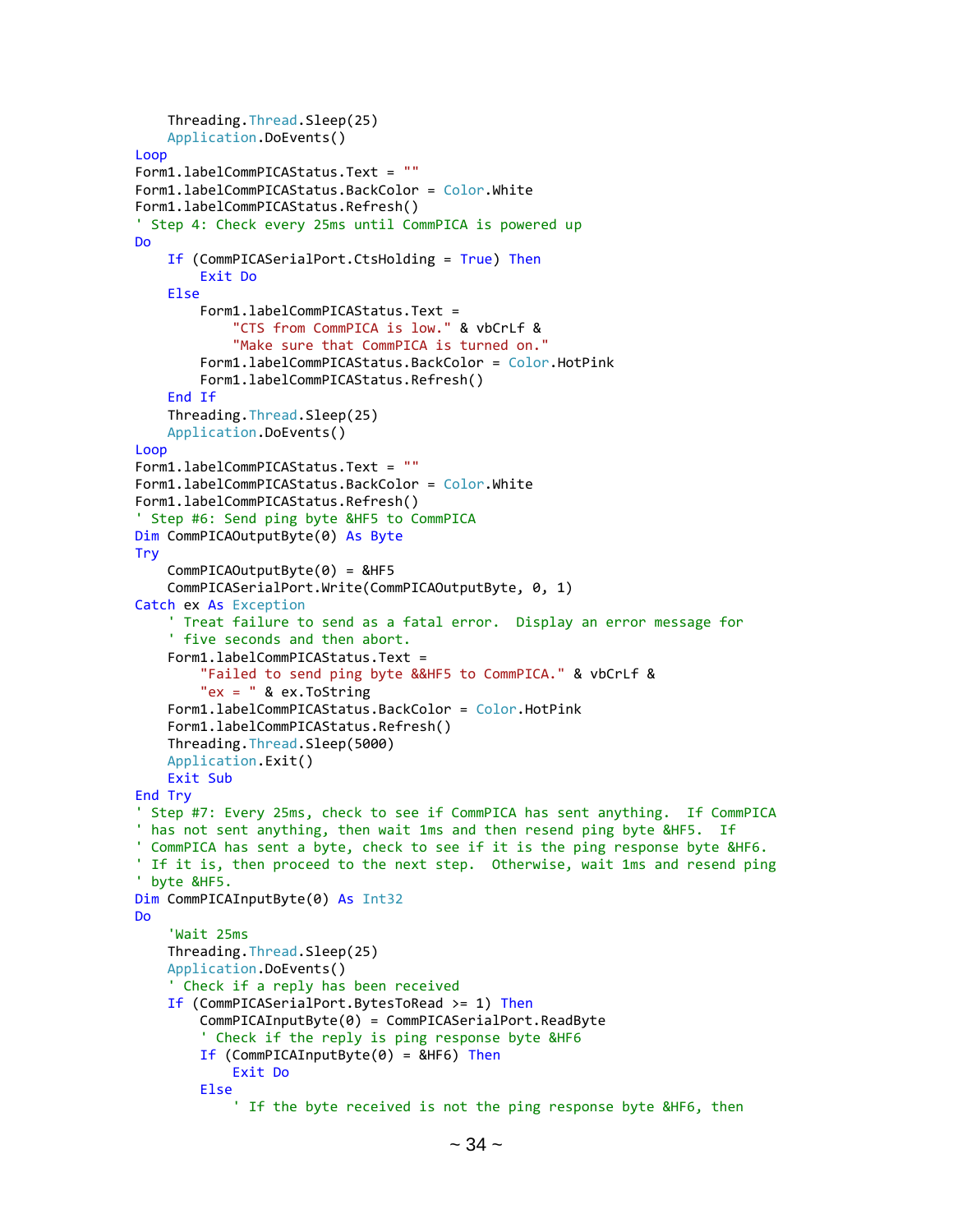```
        Threading.Thread.Sleep(25)
        Application.DoEvents()
    Loop
    Form1.labelCommPICAStatus.Text = ""
    Form1.labelCommPICAStatus.BackColor = Color.White
    Form1.labelCommPICAStatus.Refresh()
    ' Step 4: Check every 25ms until CommPICA is powered up
    Do
        If (CommPICASerialPort.CtsHolding = True) Then
            Exit Do
        Else
            Form1.labelCommPICAStatus.Text =
                "CTS from CommPICA is low." & vbCrLf &
                "Make sure that CommPICA is turned on."
            Form1.labelCommPICAStatus.BackColor = Color.HotPink
            Form1.labelCommPICAStatus.Refresh()
        End If
        Threading.Thread.Sleep(25)
        Application.DoEvents()
    Loop
    Form1.labelCommPICAStatus.Text = ""
    Form1.labelCommPICAStatus.BackColor = Color.White
    Form1.labelCommPICAStatus.Refresh()
    ' Step #6: Send ping byte &HF5 to CommPICA
    Dim CommPICAOutputByte(0) As Byte
    Try
        CommPICAOutputByte(0) = &HF5
        CommPICASerialPort.Write(CommPICAOutputByte, 0, 1)
    Catch ex As Exception
        ' Treat failure to send as a fatal error.  Display an error message for
        ' five seconds and then abort.
        Form1.labelCommPICAStatus.Text =
            "Failed to send ping byte &&HF5 to CommPICA." & vbCrLf &
            "ex = " & ex.ToString
        Form1.labelCommPICAStatus.BackColor = Color.HotPink
        Form1.labelCommPICAStatus.Refresh()
        Threading.Thread.Sleep(5000)
        Application.Exit()
        Exit Sub
    End Try
    ' Step #7: Every 25ms, check to see if CommPICA has sent anything.  If CommPICA
    ' has not sent anything, then wait 1ms and then resend ping byte &HF5.  If
    ' CommPICA has sent a byte, check to see if it is the ping response byte &HF6.
    ' If it is, then proceed to the next step.  Otherwise, wait 1ms and resend ping
    ' byte &HF5.
    Dim CommPICAInputByte(0) As Int32
    Do
        'Wait 25ms
        Threading.Thread.Sleep(25)
        Application.DoEvents()
        ' Check if a reply has been received
        If (CommPICASerialPort.BytesToRead >= 1) Then
            CommPICAInputByte(0) = CommPICASerialPort.ReadByte
            ' Check if the reply is ping response byte &HF6
            If (CommPICAInputByte(0) = &HF6) Then
                Exit Do
            Else
                ' If the byte received is not the ping response byte &HF6, then
```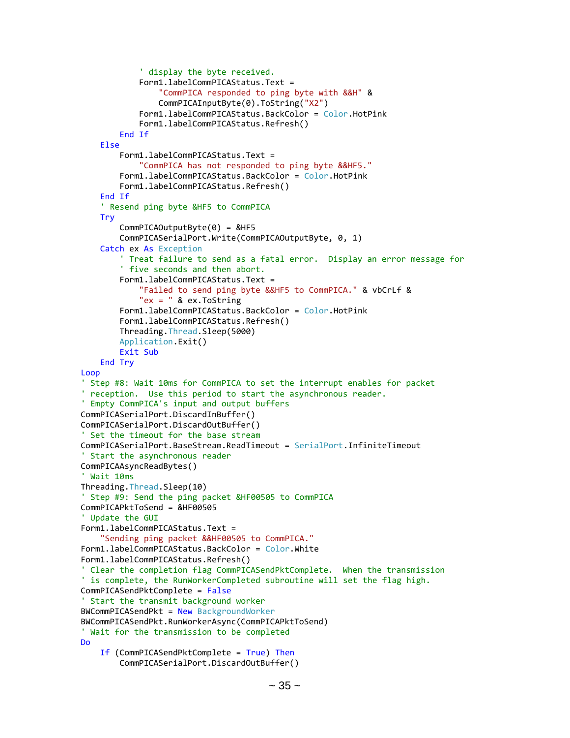```
                ' display the byte received.
                Form1.labelCommPICAStatus.Text =
                    "CommPICA responded to ping byte with &&H" &
                    CommPICAInputByte(0).ToString("X2")
                Form1.labelCommPICAStatus.BackColor = Color.HotPink
                Form1.labelCommPICAStatus.Refresh()
            End If
        Else
            Form1.labelCommPICAStatus.Text =
                "CommPICA has not responded to ping byte &&HF5."
            Form1.labelCommPICAStatus.BackColor = Color.HotPink
            Form1.labelCommPICAStatus.Refresh()
        End If
        ' Resend ping byte &HF5 to CommPICA
        Try
            CommPICAOutputByte(0) = &HF5
            CommPICASerialPort.Write(CommPICAOutputByte, 0, 1)
        Catch ex As Exception
            ' Treat failure to send as a fatal error.  Display an error message for
            ' five seconds and then abort.
            Form1.labelCommPICAStatus.Text =
                "Failed to send ping byte &&HF5 to CommPICA." & vbCrLf &
                "ex = " & ex.ToString
            Form1.labelCommPICAStatus.BackColor = Color.HotPink
            Form1.labelCommPICAStatus.Refresh()
            Threading.Thread.Sleep(5000)
            Application.Exit()
            Exit Sub
        End Try
    Loop
    ' Step #8: Wait 10ms for CommPICA to set the interrupt enables for packet
    ' reception.  Use this period to start the asynchronous reader.
    ' Empty CommPICA's input and output buffers
    CommPICASerialPort.DiscardInBuffer()
    CommPICASerialPort.DiscardOutBuffer()
    ' Set the timeout for the base stream
    CommPICASerialPort.BaseStream.ReadTimeout = SerialPort.InfiniteTimeout
    ' Start the asynchronous reader
    CommPICAAsyncReadBytes()
    ' Wait 10ms
    Threading.Thread.Sleep(10)
    ' Step #9: Send the ping packet &HF00505 to CommPICA
    CommPICAPktToSend = &HF00505
    ' Update the GUI
    Form1.labelCommPICAStatus.Text =
        "Sending ping packet &&HF00505 to CommPICA."
    Form1.labelCommPICAStatus.BackColor = Color.White
    Form1.labelCommPICAStatus.Refresh()
    ' Clear the completion flag CommPICASendPktComplete.  When the transmission
    ' is complete, the RunWorkerCompleted subroutine will set the flag high.
    CommPICASendPktComplete = False
    ' Start the transmit background worker
    BWCommPICASendPkt = New BackgroundWorker
    BWCommPICASendPkt.RunWorkerAsync(CommPICAPktToSend)
    ' Wait for the transmission to be completed
    Do
        If (CommPICASendPktComplete = True) Then
            CommPICASerialPort.DiscardOutBuffer()
```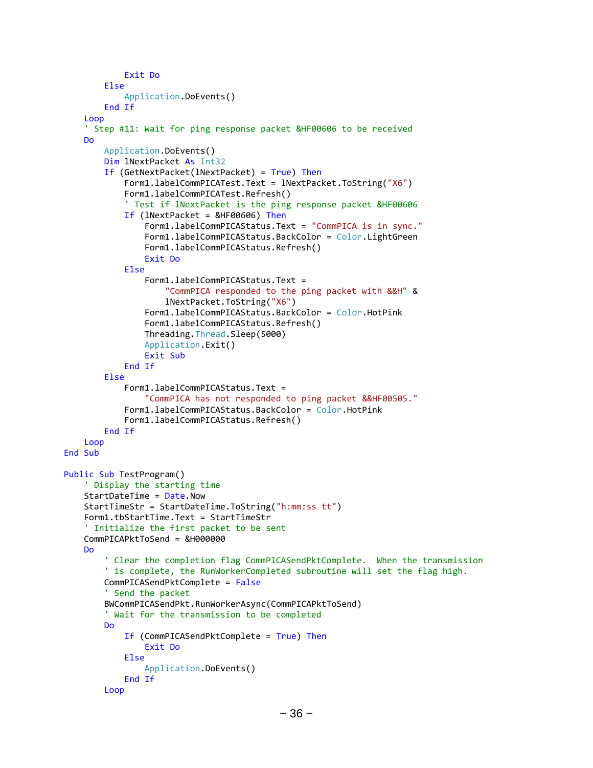```
                Exit Do
            Else
                Application.DoEvents()
            End If
        Loop
        ' Step #11: Wait for ping response packet &HF00606 to be received
        Do
            Application.DoEvents()
            Dim lNextPacket As Int32
            If (GetNextPacket(lNextPacket) = True) Then
                Form1.labelCommPICATest.Text = lNextPacket.ToString("X6")
                Form1.labelCommPICATest.Refresh()
                ' Test if lNextPacket is the ping response packet &HF00606
                If (lNextPacket = &HF00606) Then
                    Form1.labelCommPICAStatus.Text = "CommPICA is in sync."
                    Form1.labelCommPICAStatus.BackColor = Color.LightGreen
                    Form1.labelCommPICAStatus.Refresh()
                    Exit Do
                Else
                    Form1.labelCommPICAStatus.Text =
                        "CommPICA responded to the ping packet with &&H" &
                        lNextPacket.ToString("X6")
                    Form1.labelCommPICAStatus.BackColor = Color.HotPink
                    Form1.labelCommPICAStatus.Refresh()
                    Threading.Thread.Sleep(5000)
                    Application.Exit()
                    Exit Sub
                End If
            Else
                Form1.labelCommPICAStatus.Text =
                    "CommPICA has not responded to ping packet &&HF00505."
                Form1.labelCommPICAStatus.BackColor = Color.HotPink
                Form1.labelCommPICAStatus.Refresh()
            End If
        Loop
    End Sub

    Public Sub TestProgram()
        ' Display the starting time
        StartDateTime = Date.Now
        StartTimeStr = StartDateTime.ToString("h:mm:ss tt")
        Form1.tbStartTime.Text = StartTimeStr
        ' Initialize the first packet to be sent
        CommPICAPktToSend = &H000000
        Do
            ' Clear the completion flag CommPICASendPktComplete.  When the transmission
            ' is complete, the RunWorkerCompleted subroutine will set the flag high.
            CommPICASendPktComplete = False
            ' Send the packet
            BWCommPICASendPkt.RunWorkerAsync(CommPICAPktToSend)
            ' Wait for the transmission to be completed
            Do
                If (CommPICASendPktComplete = True) Then
                    Exit Do
                Else
                    Application.DoEvents()
                End If
            Loop
```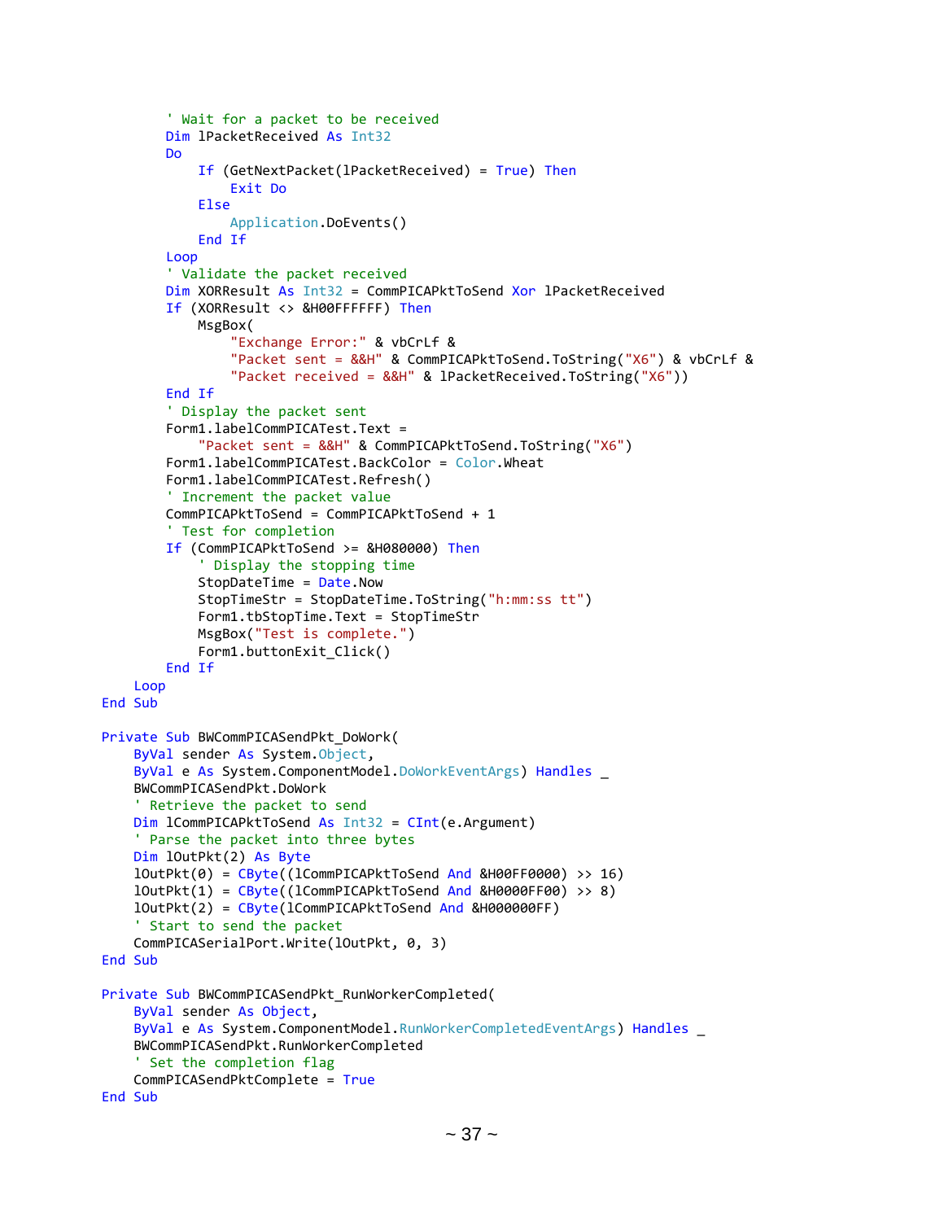```
        ' Wait for a packet to be received
        Dim lPacketReceived As Int32
        Do
            If (GetNextPacket(lPacketReceived) = True) Then
                Exit Do
            Else
                Application.DoEvents()
            End If
        Loop
        ' Validate the packet received
        Dim XORResult As Int32 = CommPICAPktToSend Xor lPacketReceived
        If (XORResult <> &H00FFFFFF) Then
            MsgBox(
                "Exchange Error:" & vbCrLf &
                "Packet sent = &&H" & CommPICAPktToSend.ToString("X6") & vbCrLf &
                "Packet received = &&H" & lPacketReceived.ToString("X6"))
        End If
        ' Display the packet sent
        Form1.labelCommPICATest.Text =
            "Packet sent = &&H" & CommPICAPktToSend.ToString("X6")
        Form1.labelCommPICATest.BackColor = Color.Wheat
        Form1.labelCommPICATest.Refresh()
        ' Increment the packet value
        CommPICAPktToSend = CommPICAPktToSend + 1
        ' Test for completion
        If (CommPICAPktToSend >= &H080000) Then
            ' Display the stopping time
            StopDateTime = Date.Now
            StopTimeStr = StopDateTime.ToString("h:mm:ss tt")
            Form1.tbStopTime.Text = StopTimeStr
            MsgBox("Test is complete.")
            Form1.buttonExit_Click()
        End If
    Loop
End Sub

Private Sub BWCommPICASendPkt_DoWork(
    ByVal sender As System.Object,
    ByVal e As System.ComponentModel.DoWorkEventArgs) Handles _
    BWCommPICASendPkt.DoWork
    ' Retrieve the packet to send
    Dim lCommPICAPktToSend As Int32 = CInt(e.Argument)
    ' Parse the packet into three bytes
    Dim lOutPkt(2) As Byte
    lOutPkt(0) = CByte((lCommPICAPktToSend And &H00FF0000) >> 16)
    lOutPkt(1) = CByte((lCommPICAPktToSend And &H0000FF00) >> 8)
    lOutPkt(2) = CByte(lCommPICAPktToSend And &H000000FF)
    ' Start to send the packet
    CommPICASerialPort.Write(lOutPkt, 0, 3)
End Sub

Private Sub BWCommPICASendPkt_RunWorkerCompleted(
    ByVal sender As Object,
    ByVal e As System.ComponentModel.RunWorkerCompletedEventArgs) Handles _
    BWCommPICASendPkt.RunWorkerCompleted
    ' Set the completion flag
    CommPICASendPktComplete = True
End Sub
```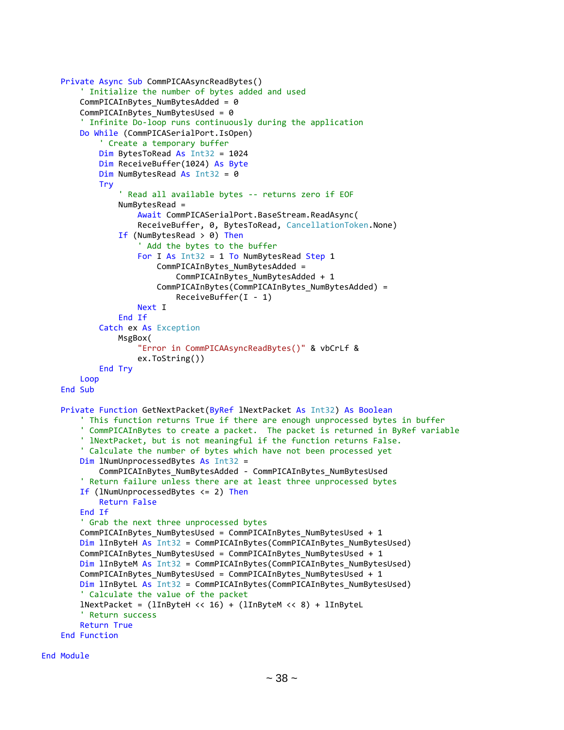```vb
    Private Async Sub CommPICAAsyncReadBytes()
        ' Initialize the number of bytes added and used
        CommPICAInBytes_NumBytesAdded = 0
        CommPICAInBytes_NumBytesUsed = 0
        ' Infinite Do-loop runs continuously during the application
        Do While (CommPICASerialPort.IsOpen)
            ' Create a temporary buffer
            Dim BytesToRead As Int32 = 1024
            Dim ReceiveBuffer(1024) As Byte
            Dim NumBytesRead As Int32 = 0
            Try
                ' Read all available bytes -- returns zero if EOF
                NumBytesRead =
                    Await CommPICASerialPort.BaseStream.ReadAsync(
                    ReceiveBuffer, 0, BytesToRead, CancellationToken.None)
                If (NumBytesRead > 0) Then
                    ' Add the bytes to the buffer
                    For I As Int32 = 1 To NumBytesRead Step 1
                        CommPICAInBytes_NumBytesAdded =
                            CommPICAInBytes_NumBytesAdded + 1
                        CommPICAInBytes(CommPICAInBytes_NumBytesAdded) =
                            ReceiveBuffer(I - 1)
                    Next I
                End If
            Catch ex As Exception
                MsgBox(
                    "Error in CommPICAAsyncReadBytes()" & vbCrLf &
                    ex.ToString())
            End Try
        Loop
    End Sub

    Private Function GetNextPacket(ByRef lNextPacket As Int32) As Boolean
        ' This function returns True if there are enough unprocessed bytes in buffer
        ' CommPICAInBytes to create a packet.  The packet is returned in ByRef variable
        ' lNextPacket, but is not meaningful if the function returns False.
        ' Calculate the number of bytes which have not been processed yet
        Dim lNumUnprocessedBytes As Int32 =
            CommPICAInBytes_NumBytesAdded - CommPICAInBytes_NumBytesUsed
        ' Return failure unless there are at least three unprocessed bytes
        If (lNumUnprocessedBytes <= 2) Then
            Return False
        End If
        ' Grab the next three unprocessed bytes
        CommPICAInBytes_NumBytesUsed = CommPICAInBytes_NumBytesUsed + 1
        Dim lInByteH As Int32 = CommPICAInBytes(CommPICAInBytes_NumBytesUsed)
        CommPICAInBytes_NumBytesUsed = CommPICAInBytes_NumBytesUsed + 1
        Dim lInByteM As Int32 = CommPICAInBytes(CommPICAInBytes_NumBytesUsed)
        CommPICAInBytes_NumBytesUsed = CommPICAInBytes_NumBytesUsed + 1
        Dim lInByteL As Int32 = CommPICAInBytes(CommPICAInBytes_NumBytesUsed)
        ' Calculate the value of the packet
        lNextPacket = (lInByteH << 16) + (lInByteM << 8) + lInByteL
        ' Return success
        Return True
    End Function

End Module
```